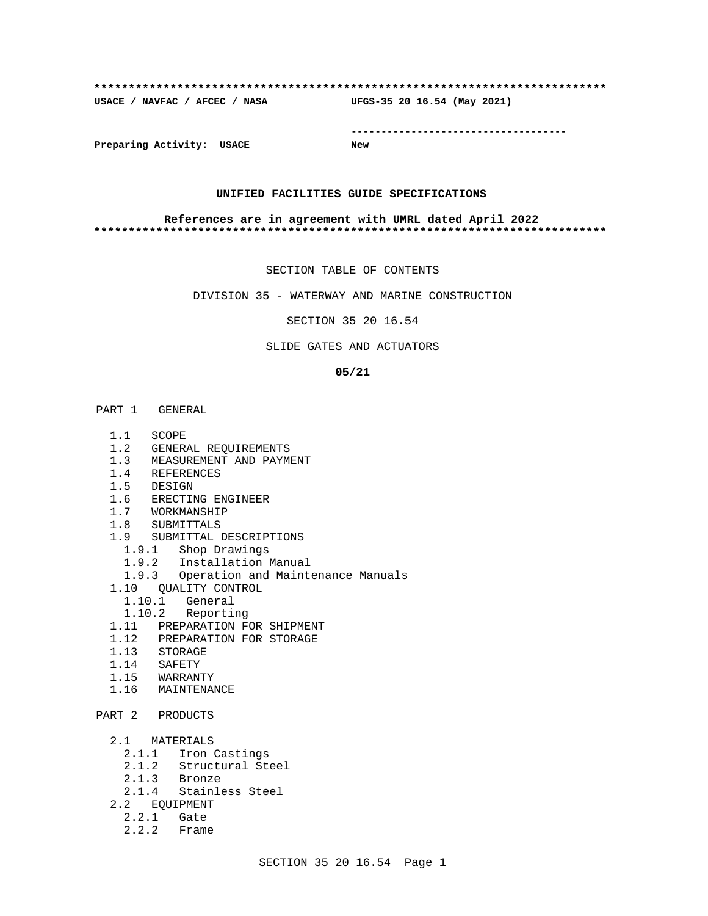**************************************************************************

**USACE / NAVFAC / AFCEC / NASA** **UFGS-35 20 16.54 (May 2021)**

-----------------------------------

**Preparing Activity: USACE** **New**

**UNIFIED FACILITIES GUIDE SPECIFICATIONS**

**References are in agreement with UMRL dated April 2022**

**************************************************************************

SECTION TABLE OF CONTENTS

DIVISION 35 - WATERWAY AND MARINE CONSTRUCTION

SECTION 35 20 16.54

SLIDE GATES AND ACTUATORS

**05/21**

PART 1 GENERAL

- 1.1 SCOPE
- 1.2 GENERAL REQUIREMENTS
- 1.3 MEASUREMENT AND PAYMENT
- 1.4 REFERENCES
- 1.5 DESIGN
- 1.6 ERECTING ENGINEER
- 1.7 WORKMANSHIP
- 1.8 SUBMITTALS
- 1.9 SUBMITTAL DESCRIPTIONS
  - 1.9.1 Shop Drawings
  - 1.9.2 Installation Manual
  - 1.9.3 Operation and Maintenance Manuals
- 1.10 QUALITY CONTROL
  - 1.10.1 General
  - 1.10.2 Reporting
- 1.11 PREPARATION FOR SHIPMENT
- 1.12 PREPARATION FOR STORAGE
- 1.13 STORAGE
- 1.14 SAFETY
- 1.15 WARRANTY
- 1.16 MAINTENANCE

PART 2 PRODUCTS

- 2.1 MATERIALS
  - 2.1.1 Iron Castings
  - 2.1.2 Structural Steel
  - 2.1.3 Bronze
  - 2.1.4 Stainless Steel
- 2.2 EQUIPMENT
  - 2.2.1 Gate
  - 2.2.2 Frame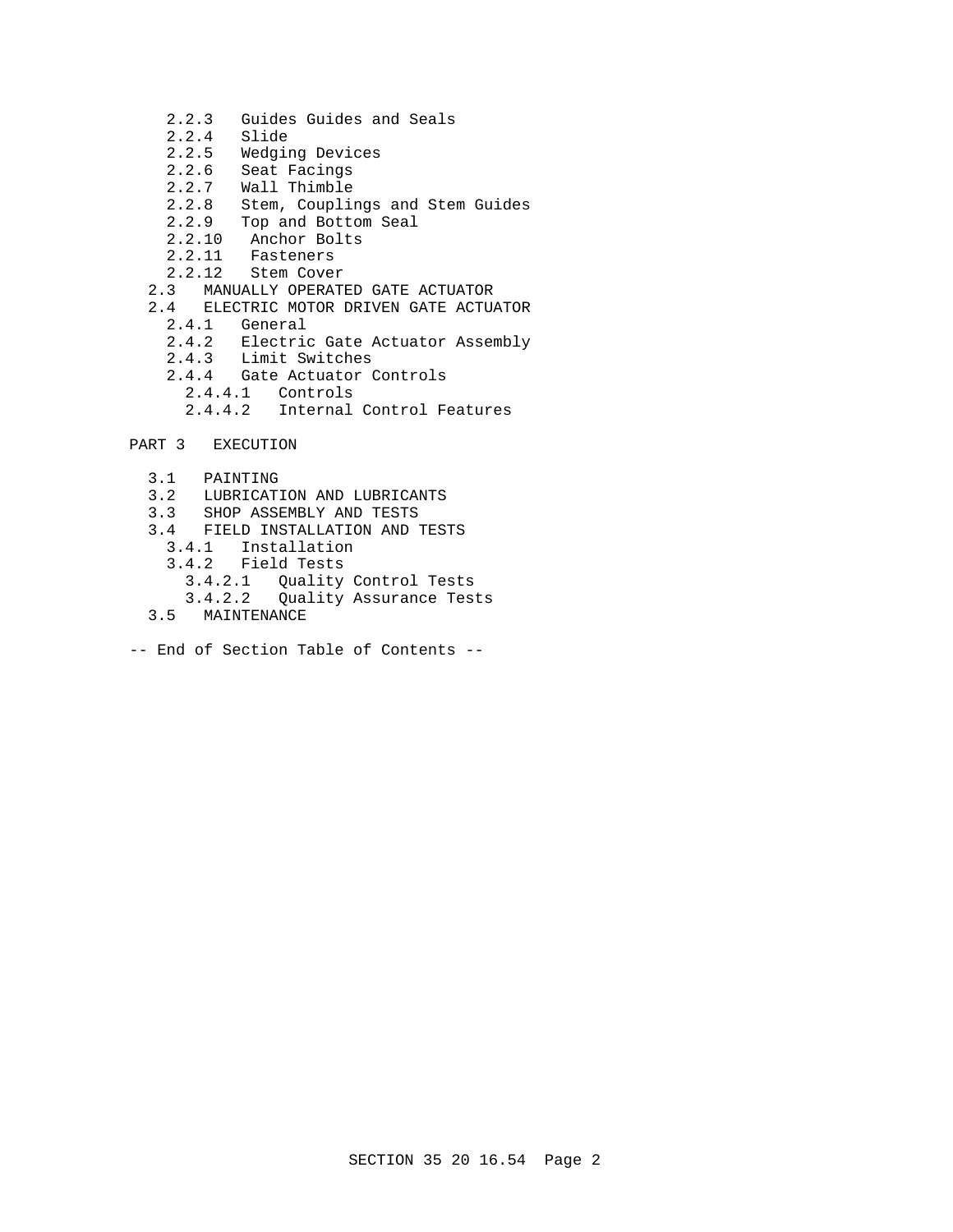2.2.3 Guides Guides and Seals
2.2.4 Slide
2.2.5 Wedging Devices
2.2.6 Seat Facings
2.2.7 Wall Thimble
2.2.8 Stem, Couplings and Stem Guides
2.2.9 Top and Bottom Seal
2.2.10 Anchor Bolts
2.2.11 Fasteners
2.2.12 Stem Cover

2.3 MANUALLY OPERATED GATE ACTUATOR

2.4 ELECTRIC MOTOR DRIVEN GATE ACTUATOR
2.4.1 General
2.4.2 Electric Gate Actuator Assembly
2.4.3 Limit Switches
2.4.4 Gate Actuator Controls
2.4.4.1 Controls
2.4.4.2 Internal Control Features

PART 3 EXECUTION

3.1 PAINTING
3.2 LUBRICATION AND LUBRICANTS
3.3 SHOP ASSEMBLY AND TESTS
3.4 FIELD INSTALLATION AND TESTS
3.4.1 Installation
3.4.2 Field Tests
3.4.2.1 Quality Control Tests
3.4.2.2 Quality Assurance Tests
3.5 MAINTENANCE

-- End of Section Table of Contents --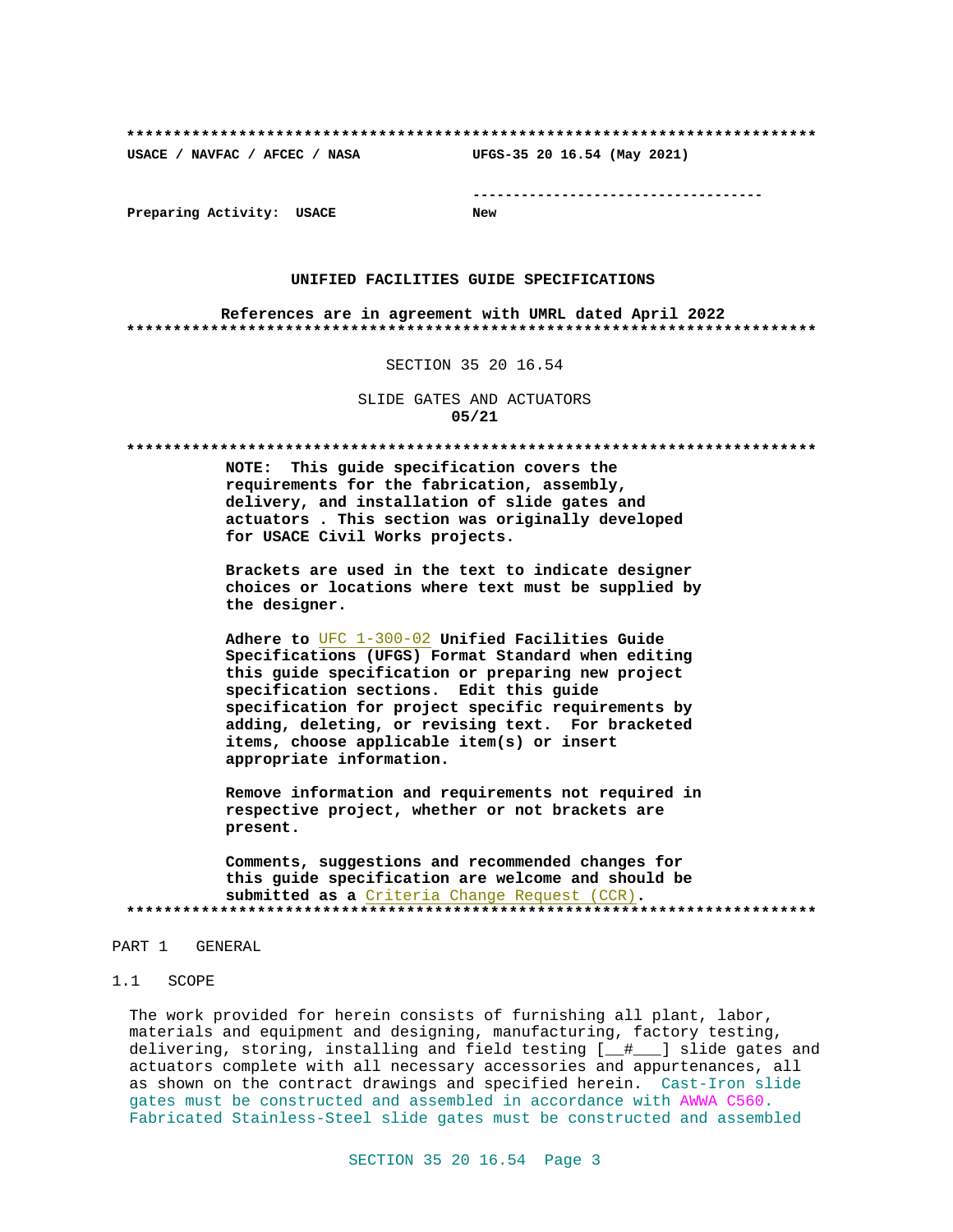**************************************************************************

USACE / NAVFAC / AFCEC / NASA UFGS-35 20 16.54 (May 2021)

-----------------------------------

Preparing Activity: USACE New

**UNIFIED FACILITIES GUIDE SPECIFICATIONS**

**References are in agreement with UMRL dated April 2022**

**************************************************************************

SECTION 35 20 16.54

SLIDE GATES AND ACTUATORS
**05/21**

**************************************************************************

**NOTE: This guide specification covers the requirements for the fabrication, assembly, delivery, and installation of slide gates and actuators . This section was originally developed for USACE Civil Works projects.**

**Brackets are used in the text to indicate designer choices or locations where text must be supplied by the designer.**

**Adhere to UFC 1-300-02 Unified Facilities Guide Specifications (UFGS) Format Standard when editing this guide specification or preparing new project specification sections. Edit this guide specification for project specific requirements by adding, deleting, or revising text. For bracketed items, choose applicable item(s) or insert appropriate information.**

**Remove information and requirements not required in respective project, whether or not brackets are present.**

**Comments, suggestions and recommended changes for this guide specification are welcome and should be submitted as a Criteria Change Request (CCR).**

**************************************************************************

## PART 1 GENERAL

### 1.1 SCOPE

The work provided for herein consists of furnishing all plant, labor, materials and equipment and designing, manufacturing, factory testing, delivering, storing, installing and field testing [__#___] slide gates and actuators complete with all necessary accessories and appurtenances, all as shown on the contract drawings and specified herein. Cast-Iron slide gates must be constructed and assembled in accordance with AWWA C560. Fabricated Stainless-Steel slide gates must be constructed and assembled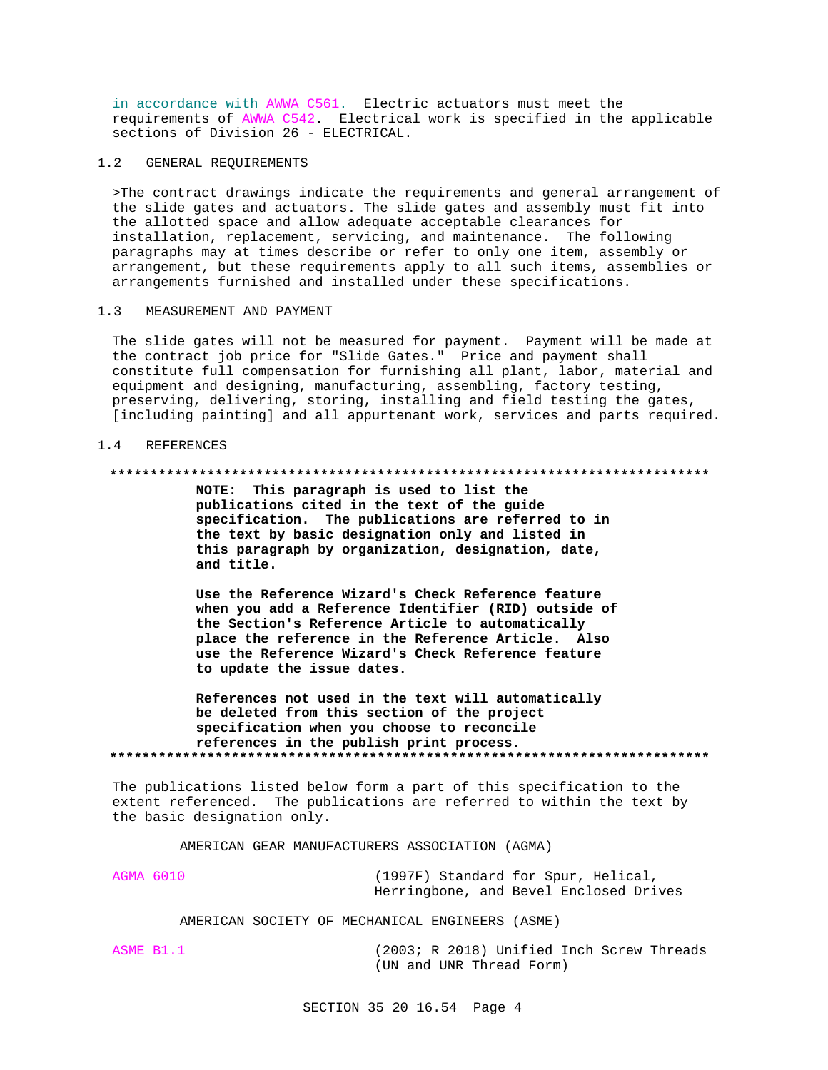in accordance with AWWA C561. Electric actuators must meet the requirements of AWWA C542. Electrical work is specified in the applicable sections of Division 26 - ELECTRICAL.

## 1.2 GENERAL REQUIREMENTS

>The contract drawings indicate the requirements and general arrangement of the slide gates and actuators. The slide gates and assembly must fit into the allotted space and allow adequate acceptable clearances for installation, replacement, servicing, and maintenance. The following paragraphs may at times describe or refer to only one item, assembly or arrangement, but these requirements apply to all such items, assemblies or arrangements furnished and installed under these specifications.

## 1.3 MEASUREMENT AND PAYMENT

The slide gates will not be measured for payment. Payment will be made at the contract job price for "Slide Gates." Price and payment shall constitute full compensation for furnishing all plant, labor, material and equipment and designing, manufacturing, assembling, factory testing, preserving, delivering, storing, installing and field testing the gates, [including painting] and all appurtenant work, services and parts required.

## 1.4 REFERENCES

**************************************************************************

**NOTE: This paragraph is used to list the publications cited in the text of the guide specification. The publications are referred to in the text by basic designation only and listed in this paragraph by organization, designation, date, and title.**

**Use the Reference Wizard's Check Reference feature when you add a Reference Identifier (RID) outside of the Section's Reference Article to automatically place the reference in the Reference Article. Also use the Reference Wizard's Check Reference feature to update the issue dates.**

**References not used in the text will automatically be deleted from this section of the project specification when you choose to reconcile references in the publish print process.**

**************************************************************************

The publications listed below form a part of this specification to the extent referenced. The publications are referred to within the text by the basic designation only.

AMERICAN GEAR MANUFACTURERS ASSOCIATION (AGMA)

AGMA 6010 (1997F) Standard for Spur, Helical, Herringbone, and Bevel Enclosed Drives

AMERICAN SOCIETY OF MECHANICAL ENGINEERS (ASME)

ASME B1.1 (2003; R 2018) Unified Inch Screw Threads (UN and UNR Thread Form)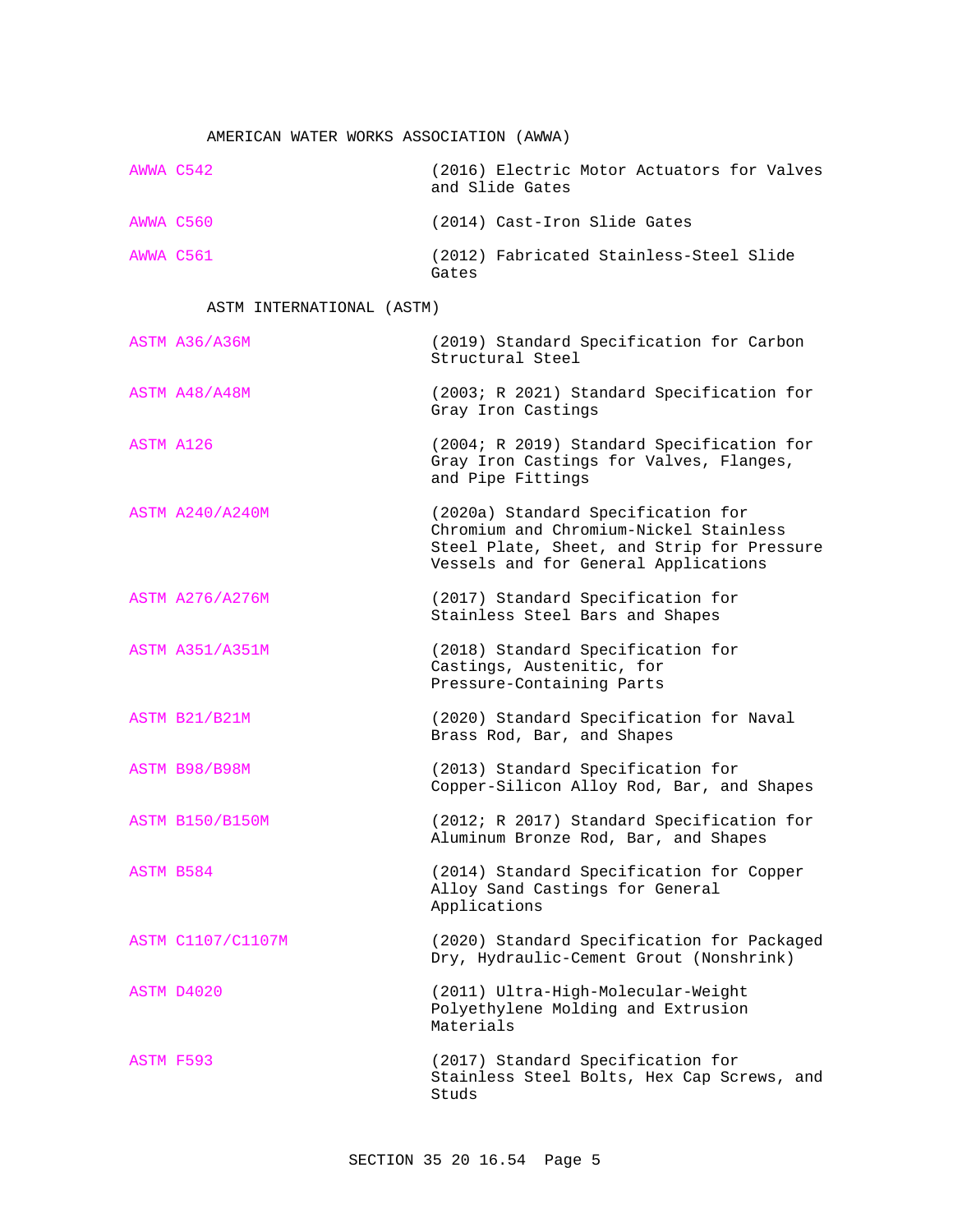AMERICAN WATER WORKS ASSOCIATION (AWWA)

| | |
|---|---|
| AWWA C542 | (2016) Electric Motor Actuators for Valves and Slide Gates |
| AWWA C560 | (2014) Cast-Iron Slide Gates |
| AWWA C561 | (2012) Fabricated Stainless-Steel Slide Gates |

ASTM INTERNATIONAL (ASTM)

| | |
|---|---|
| ASTM A36/A36M | (2019) Standard Specification for Carbon Structural Steel |
| ASTM A48/A48M | (2003; R 2021) Standard Specification for Gray Iron Castings |
| ASTM A126 | (2004; R 2019) Standard Specification for Gray Iron Castings for Valves, Flanges, and Pipe Fittings |
| ASTM A240/A240M | (2020a) Standard Specification for Chromium and Chromium-Nickel Stainless Steel Plate, Sheet, and Strip for Pressure Vessels and for General Applications |
| ASTM A276/A276M | (2017) Standard Specification for Stainless Steel Bars and Shapes |
| ASTM A351/A351M | (2018) Standard Specification for Castings, Austenitic, for Pressure-Containing Parts |
| ASTM B21/B21M | (2020) Standard Specification for Naval Brass Rod, Bar, and Shapes |
| ASTM B98/B98M | (2013) Standard Specification for Copper-Silicon Alloy Rod, Bar, and Shapes |
| ASTM B150/B150M | (2012; R 2017) Standard Specification for Aluminum Bronze Rod, Bar, and Shapes |
| ASTM B584 | (2014) Standard Specification for Copper Alloy Sand Castings for General Applications |
| ASTM C1107/C1107M | (2020) Standard Specification for Packaged Dry, Hydraulic-Cement Grout (Nonshrink) |
| ASTM D4020 | (2011) Ultra-High-Molecular-Weight Polyethylene Molding and Extrusion Materials |
| ASTM F593 | (2017) Standard Specification for Stainless Steel Bolts, Hex Cap Screws, and Studs |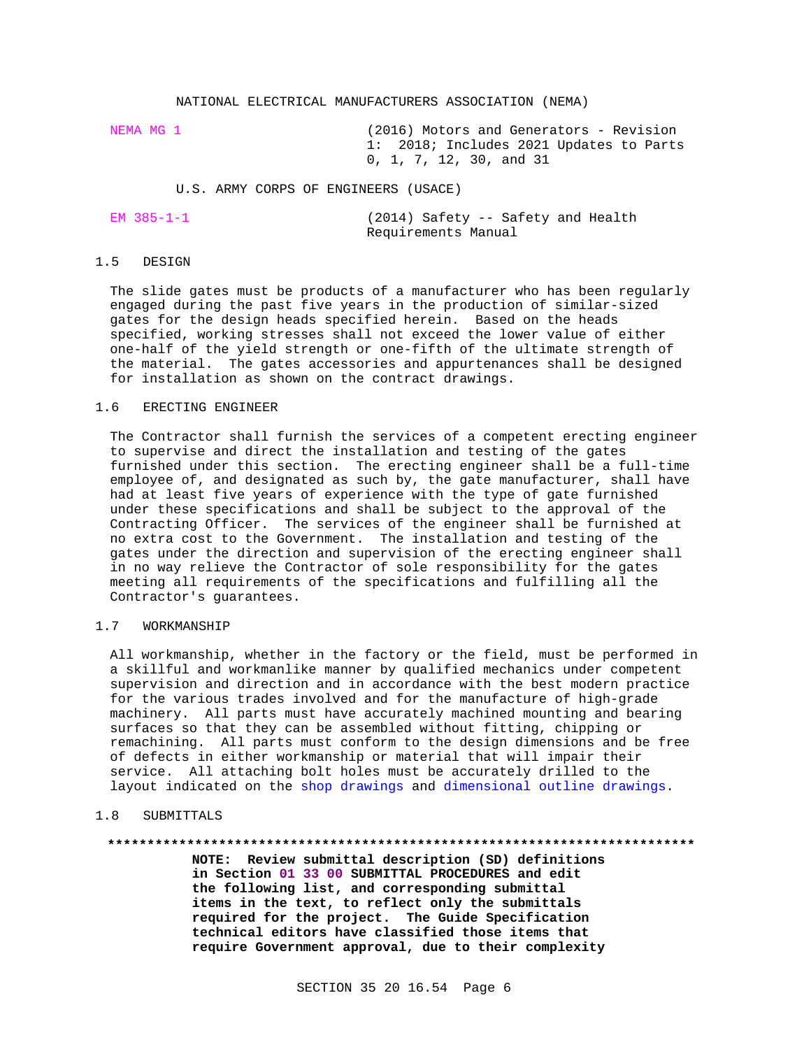NATIONAL ELECTRICAL MANUFACTURERS ASSOCIATION (NEMA)

| | |
|---|---|
| NEMA MG 1 | (2016) Motors and Generators - Revision 1: 2018; Includes 2021 Updates to Parts 0, 1, 7, 12, 30, and 31 |

U.S. ARMY CORPS OF ENGINEERS (USACE)

| | |
|---|---|
| EM 385-1-1 | (2014) Safety -- Safety and Health Requirements Manual |

## 1.5 DESIGN

The slide gates must be products of a manufacturer who has been regularly engaged during the past five years in the production of similar-sized gates for the design heads specified herein. Based on the heads specified, working stresses shall not exceed the lower value of either one-half of the yield strength or one-fifth of the ultimate strength of the material. The gates accessories and appurtenances shall be designed for installation as shown on the contract drawings.

## 1.6 ERECTING ENGINEER

The Contractor shall furnish the services of a competent erecting engineer to supervise and direct the installation and testing of the gates furnished under this section. The erecting engineer shall be a full-time employee of, and designated as such by, the gate manufacturer, shall have had at least five years of experience with the type of gate furnished under these specifications and shall be subject to the approval of the Contracting Officer. The services of the engineer shall be furnished at no extra cost to the Government. The installation and testing of the gates under the direction and supervision of the erecting engineer shall in no way relieve the Contractor of sole responsibility for the gates meeting all requirements of the specifications and fulfilling all the Contractor's guarantees.

## 1.7 WORKMANSHIP

All workmanship, whether in the factory or the field, must be performed in a skillful and workmanlike manner by qualified mechanics under competent supervision and direction and in accordance with the best modern practice for the various trades involved and for the manufacture of high-grade machinery. All parts must have accurately machined mounting and bearing surfaces so that they can be assembled without fitting, chipping or remachining. All parts must conform to the design dimensions and be free of defects in either workmanship or material that will impair their service. All attaching bolt holes must be accurately drilled to the layout indicated on the shop drawings and dimensional outline drawings.

## 1.8 SUBMITTALS

**************************************************************************

**NOTE: Review submittal description (SD) definitions in Section 01 33 00 SUBMITTAL PROCEDURES and edit the following list, and corresponding submittal items in the text, to reflect only the submittals required for the project. The Guide Specification technical editors have classified those items that require Government approval, due to their complexity**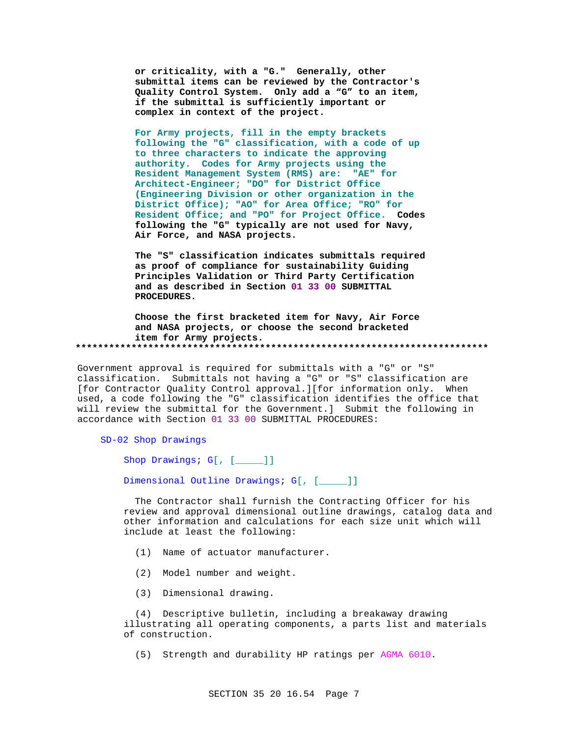or criticality, with a "G." Generally, other submittal items can be reviewed by the Contractor's Quality Control System. Only add a "G" to an item, if the submittal is sufficiently important or complex in context of the project.

For Army projects, fill in the empty brackets following the "G" classification, with a code of up to three characters to indicate the approving authority. Codes for Army projects using the Resident Management System (RMS) are: "AE" for Architect-Engineer; "DO" for District Office (Engineering Division or other organization in the District Office); "AO" for Area Office; "RO" for Resident Office; and "PO" for Project Office. Codes following the "G" typically are not used for Navy, Air Force, and NASA projects.

The "S" classification indicates submittals required as proof of compliance for sustainability Guiding Principles Validation or Third Party Certification and as described in Section 01 33 00 SUBMITTAL PROCEDURES.

Choose the first bracketed item for Navy, Air Force and NASA projects, or choose the second bracketed item for Army projects.

**************************************************************************

Government approval is required for submittals with a "G" or "S" classification. Submittals not having a "G" or "S" classification are [for Contractor Quality Control approval.][for information only. When used, a code following the "G" classification identifies the office that will review the submittal for the Government.] Submit the following in accordance with Section 01 33 00 SUBMITTAL PROCEDURES:

SD-02 Shop Drawings

Shop Drawings; G[, [_____]]

Dimensional Outline Drawings; G[, [_____]]

The Contractor shall furnish the Contracting Officer for his review and approval dimensional outline drawings, catalog data and other information and calculations for each size unit which will include at least the following:

(1) Name of actuator manufacturer.

(2) Model number and weight.

(3) Dimensional drawing.

(4) Descriptive bulletin, including a breakaway drawing illustrating all operating components, a parts list and materials of construction.

(5) Strength and durability HP ratings per AGMA 6010.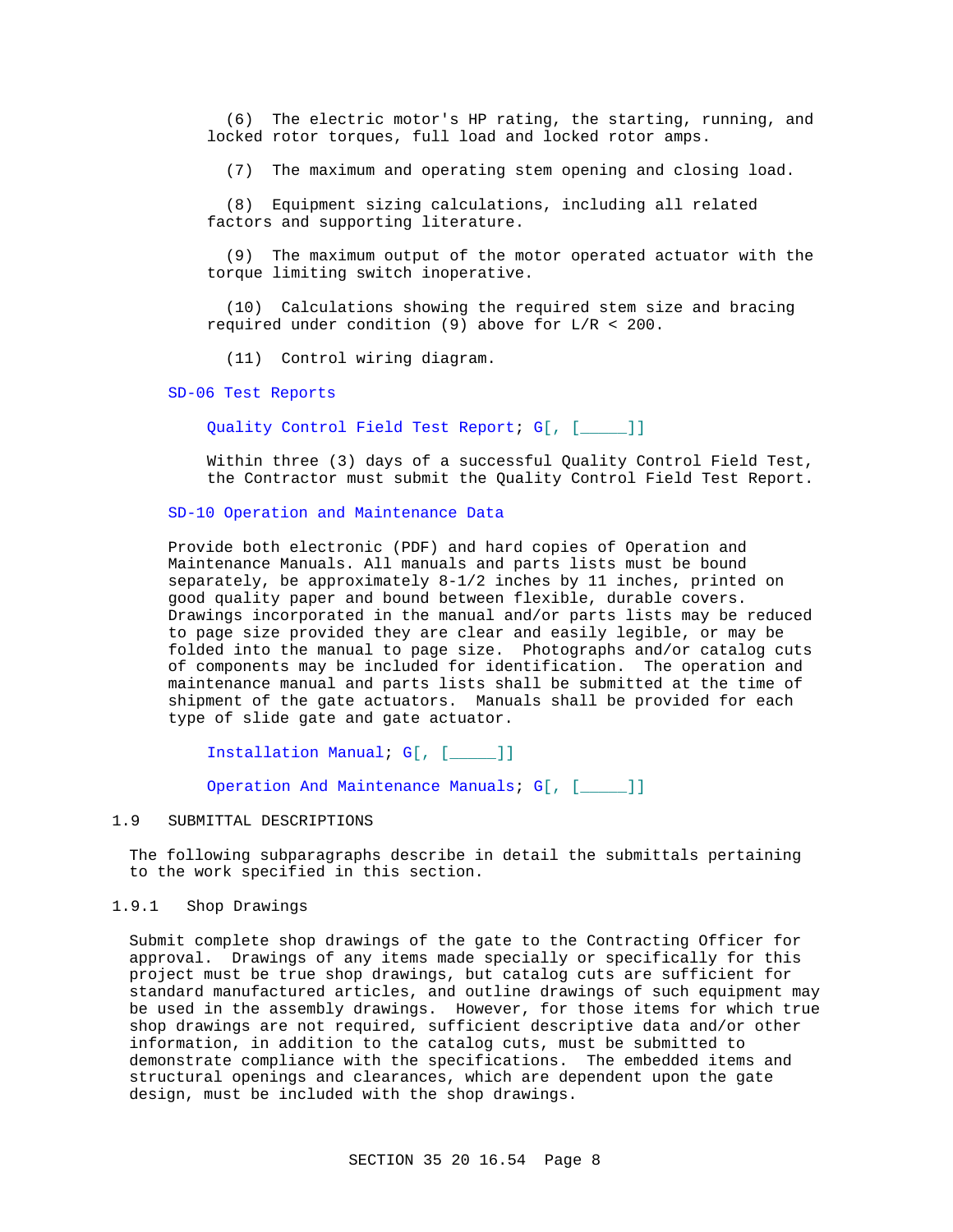(6) The electric motor's HP rating, the starting, running, and locked rotor torques, full load and locked rotor amps.

(7) The maximum and operating stem opening and closing load.

(8) Equipment sizing calculations, including all related factors and supporting literature.

(9) The maximum output of the motor operated actuator with the torque limiting switch inoperative.

(10) Calculations showing the required stem size and bracing required under condition (9) above for L/R < 200.

(11) Control wiring diagram.

SD-06 Test Reports

Quality Control Field Test Report; G[, [_____]]

Within three (3) days of a successful Quality Control Field Test, the Contractor must submit the Quality Control Field Test Report.

SD-10 Operation and Maintenance Data

Provide both electronic (PDF) and hard copies of Operation and Maintenance Manuals. All manuals and parts lists must be bound separately, be approximately 8-1/2 inches by 11 inches, printed on good quality paper and bound between flexible, durable covers. Drawings incorporated in the manual and/or parts lists may be reduced to page size provided they are clear and easily legible, or may be folded into the manual to page size. Photographs and/or catalog cuts of components may be included for identification. The operation and maintenance manual and parts lists shall be submitted at the time of shipment of the gate actuators. Manuals shall be provided for each type of slide gate and gate actuator.

Installation Manual; G[, [_____]]

Operation And Maintenance Manuals; G[, [_____]]

## 1.9 SUBMITTAL DESCRIPTIONS

The following subparagraphs describe in detail the submittals pertaining to the work specified in this section.

### 1.9.1 Shop Drawings

Submit complete shop drawings of the gate to the Contracting Officer for approval. Drawings of any items made specially or specifically for this project must be true shop drawings, but catalog cuts are sufficient for standard manufactured articles, and outline drawings of such equipment may be used in the assembly drawings. However, for those items for which true shop drawings are not required, sufficient descriptive data and/or other information, in addition to the catalog cuts, must be submitted to demonstrate compliance with the specifications. The embedded items and structural openings and clearances, which are dependent upon the gate design, must be included with the shop drawings.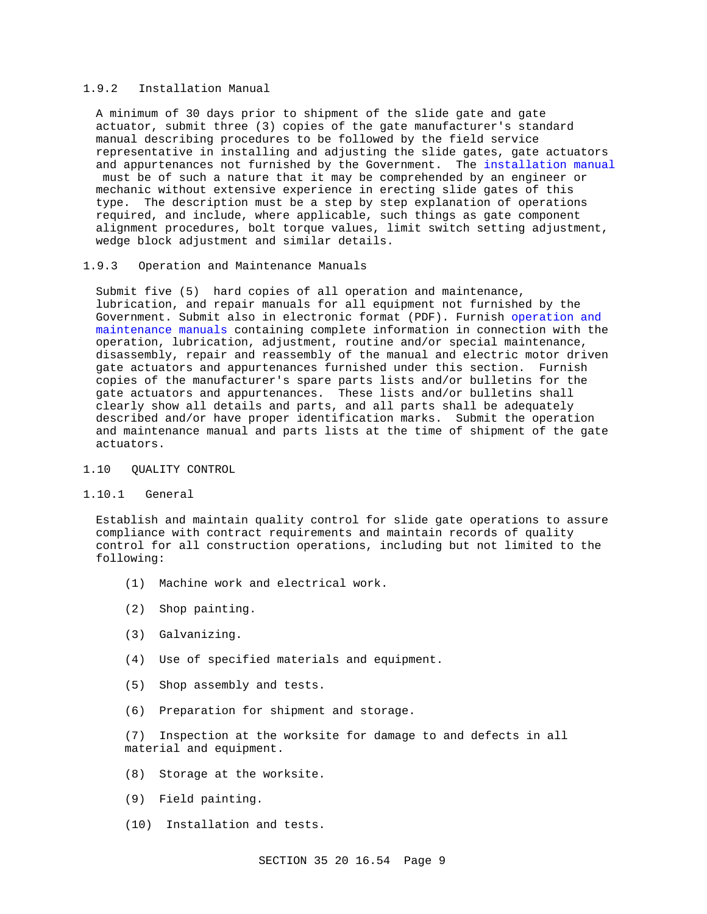### 1.9.2 Installation Manual

A minimum of 30 days prior to shipment of the slide gate and gate actuator, submit three (3) copies of the gate manufacturer's standard manual describing procedures to be followed by the field service representative in installing and adjusting the slide gates, gate actuators and appurtenances not furnished by the Government. The installation manual must be of such a nature that it may be comprehended by an engineer or mechanic without extensive experience in erecting slide gates of this type. The description must be a step by step explanation of operations required, and include, where applicable, such things as gate component alignment procedures, bolt torque values, limit switch setting adjustment, wedge block adjustment and similar details.

### 1.9.3 Operation and Maintenance Manuals

Submit five (5) hard copies of all operation and maintenance, lubrication, and repair manuals for all equipment not furnished by the Government. Submit also in electronic format (PDF). Furnish operation and maintenance manuals containing complete information in connection with the operation, lubrication, adjustment, routine and/or special maintenance, disassembly, repair and reassembly of the manual and electric motor driven gate actuators and appurtenances furnished under this section. Furnish copies of the manufacturer's spare parts lists and/or bulletins for the gate actuators and appurtenances. These lists and/or bulletins shall clearly show all details and parts, and all parts shall be adequately described and/or have proper identification marks. Submit the operation and maintenance manual and parts lists at the time of shipment of the gate actuators.

## 1.10 QUALITY CONTROL

### 1.10.1 General

Establish and maintain quality control for slide gate operations to assure compliance with contract requirements and maintain records of quality control for all construction operations, including but not limited to the following:

(1) Machine work and electrical work.

(2) Shop painting.

(3) Galvanizing.

(4) Use of specified materials and equipment.

(5) Shop assembly and tests.

(6) Preparation for shipment and storage.

(7) Inspection at the worksite for damage to and defects in all material and equipment.

(8) Storage at the worksite.

(9) Field painting.

(10) Installation and tests.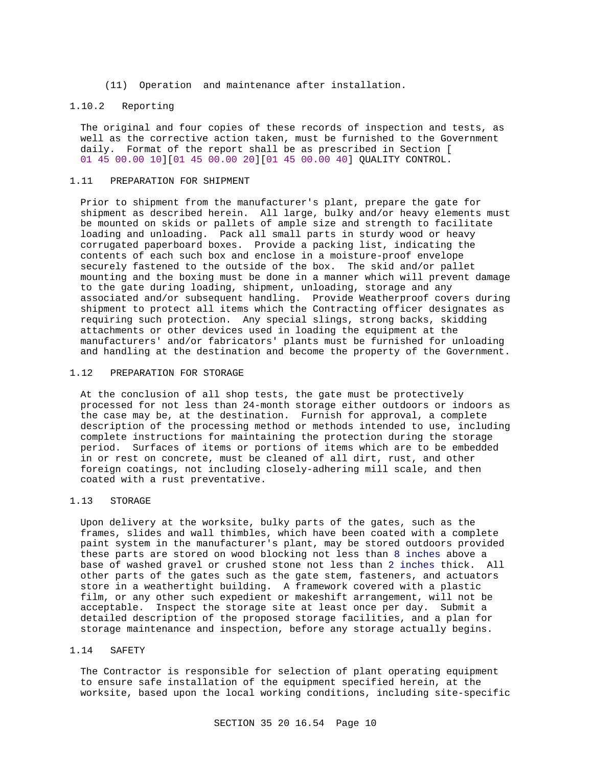(11) Operation and maintenance after installation.

### 1.10.2 Reporting

The original and four copies of these records of inspection and tests, as well as the corrective action taken, must be furnished to the Government daily. Format of the report shall be as prescribed in Section [ 01 45 00.00 10][01 45 00.00 20][01 45 00.00 40] QUALITY CONTROL.

## 1.11 PREPARATION FOR SHIPMENT

Prior to shipment from the manufacturer's plant, prepare the gate for shipment as described herein. All large, bulky and/or heavy elements must be mounted on skids or pallets of ample size and strength to facilitate loading and unloading. Pack all small parts in sturdy wood or heavy corrugated paperboard boxes. Provide a packing list, indicating the contents of each such box and enclose in a moisture-proof envelope securely fastened to the outside of the box. The skid and/or pallet mounting and the boxing must be done in a manner which will prevent damage to the gate during loading, shipment, unloading, storage and any associated and/or subsequent handling. Provide Weatherproof covers during shipment to protect all items which the Contracting officer designates as requiring such protection. Any special slings, strong backs, skidding attachments or other devices used in loading the equipment at the manufacturers' and/or fabricators' plants must be furnished for unloading and handling at the destination and become the property of the Government.

## 1.12 PREPARATION FOR STORAGE

At the conclusion of all shop tests, the gate must be protectively processed for not less than 24-month storage either outdoors or indoors as the case may be, at the destination. Furnish for approval, a complete description of the processing method or methods intended to use, including complete instructions for maintaining the protection during the storage period. Surfaces of items or portions of items which are to be embedded in or rest on concrete, must be cleaned of all dirt, rust, and other foreign coatings, not including closely-adhering mill scale, and then coated with a rust preventative.

## 1.13 STORAGE

Upon delivery at the worksite, bulky parts of the gates, such as the frames, slides and wall thimbles, which have been coated with a complete paint system in the manufacturer's plant, may be stored outdoors provided these parts are stored on wood blocking not less than 8 inches above a base of washed gravel or crushed stone not less than 2 inches thick. All other parts of the gates such as the gate stem, fasteners, and actuators store in a weathertight building. A framework covered with a plastic film, or any other such expedient or makeshift arrangement, will not be acceptable. Inspect the storage site at least once per day. Submit a detailed description of the proposed storage facilities, and a plan for storage maintenance and inspection, before any storage actually begins.

## 1.14 SAFETY

The Contractor is responsible for selection of plant operating equipment to ensure safe installation of the equipment specified herein, at the worksite, based upon the local working conditions, including site-specific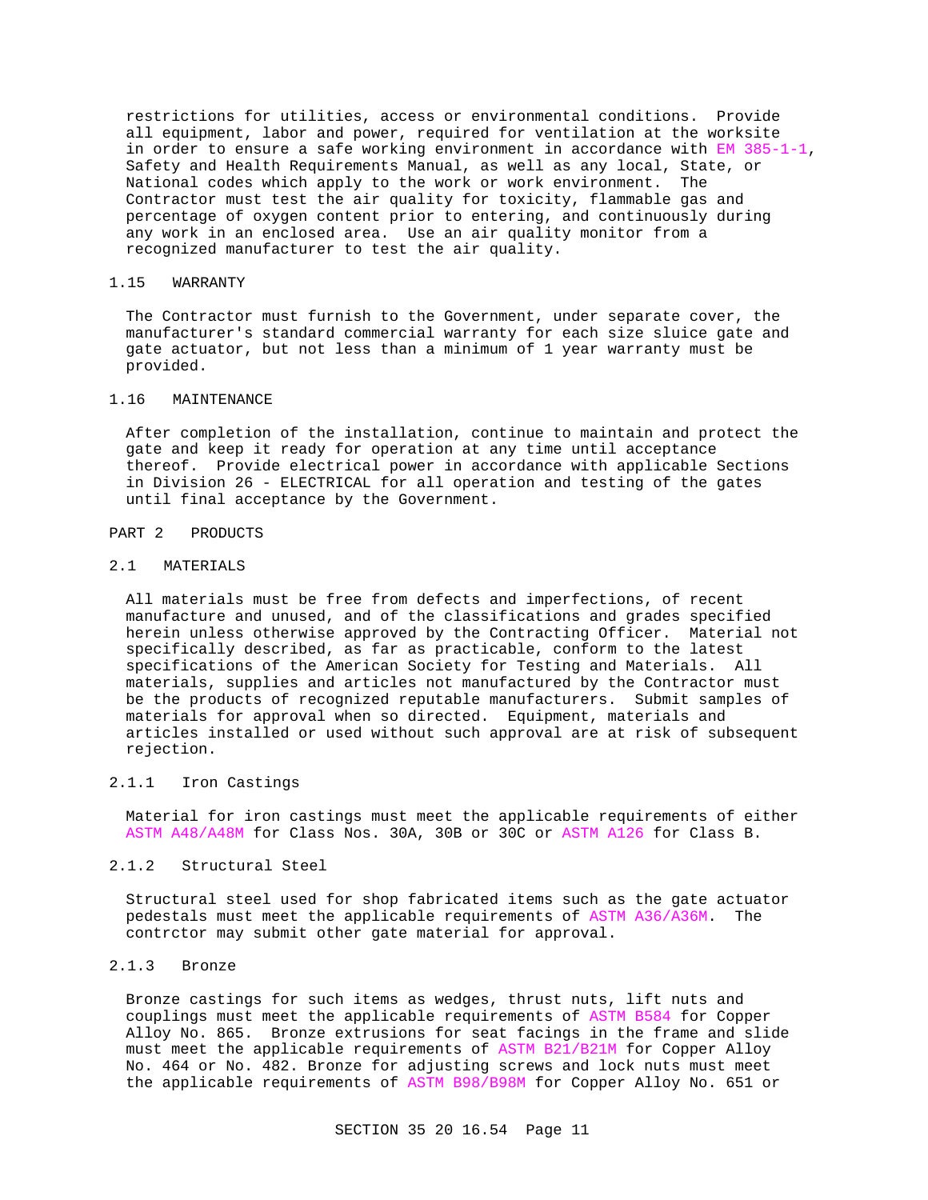restrictions for utilities, access or environmental conditions. Provide all equipment, labor and power, required for ventilation at the worksite in order to ensure a safe working environment in accordance with EM 385-1-1, Safety and Health Requirements Manual, as well as any local, State, or National codes which apply to the work or work environment. The Contractor must test the air quality for toxicity, flammable gas and percentage of oxygen content prior to entering, and continuously during any work in an enclosed area. Use an air quality monitor from a recognized manufacturer to test the air quality.

## 1.15 WARRANTY

The Contractor must furnish to the Government, under separate cover, the manufacturer's standard commercial warranty for each size sluice gate and gate actuator, but not less than a minimum of 1 year warranty must be provided.

## 1.16 MAINTENANCE

After completion of the installation, continue to maintain and protect the gate and keep it ready for operation at any time until acceptance thereof. Provide electrical power in accordance with applicable Sections in Division 26 - ELECTRICAL for all operation and testing of the gates until final acceptance by the Government.

# PART 2 PRODUCTS

## 2.1 MATERIALS

All materials must be free from defects and imperfections, of recent manufacture and unused, and of the classifications and grades specified herein unless otherwise approved by the Contracting Officer. Material not specifically described, as far as practicable, conform to the latest specifications of the American Society for Testing and Materials. All materials, supplies and articles not manufactured by the Contractor must be the products of recognized reputable manufacturers. Submit samples of materials for approval when so directed. Equipment, materials and articles installed or used without such approval are at risk of subsequent rejection.

### 2.1.1 Iron Castings

Material for iron castings must meet the applicable requirements of either ASTM A48/A48M for Class Nos. 30A, 30B or 30C or ASTM A126 for Class B.

### 2.1.2 Structural Steel

Structural steel used for shop fabricated items such as the gate actuator pedestals must meet the applicable requirements of ASTM A36/A36M. The contrctor may submit other gate material for approval.

### 2.1.3 Bronze

Bronze castings for such items as wedges, thrust nuts, lift nuts and couplings must meet the applicable requirements of ASTM B584 for Copper Alloy No. 865. Bronze extrusions for seat facings in the frame and slide must meet the applicable requirements of ASTM B21/B21M for Copper Alloy No. 464 or No. 482. Bronze for adjusting screws and lock nuts must meet the applicable requirements of ASTM B98/B98M for Copper Alloy No. 651 or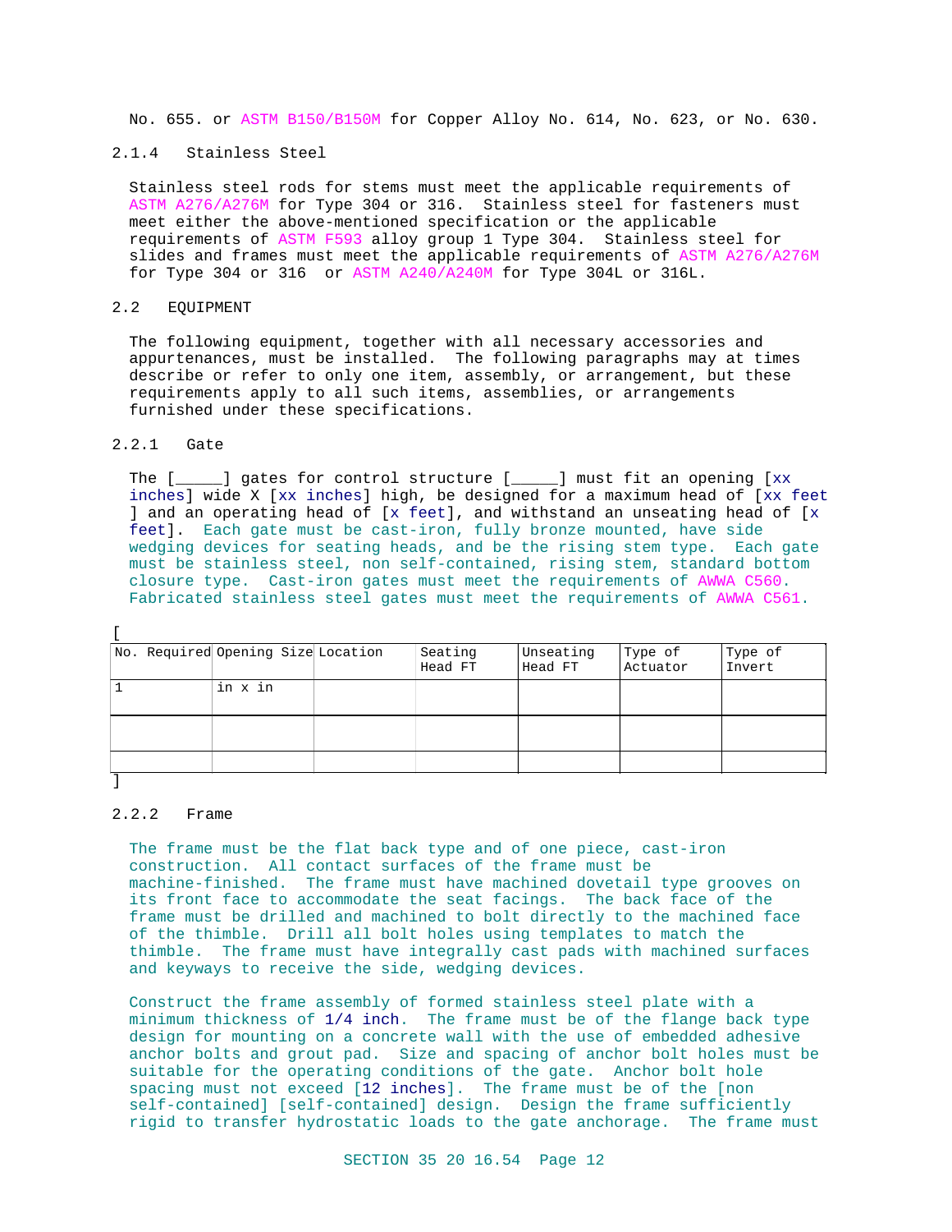No. 655. or ASTM B150/B150M for Copper Alloy No. 614, No. 623, or No. 630.

### 2.1.4 Stainless Steel

Stainless steel rods for stems must meet the applicable requirements of ASTM A276/A276M for Type 304 or 316. Stainless steel for fasteners must meet either the above-mentioned specification or the applicable requirements of ASTM F593 alloy group 1 Type 304. Stainless steel for slides and frames must meet the applicable requirements of ASTM A276/A276M for Type 304 or 316 or ASTM A240/A240M for Type 304L or 316L.

## 2.2 EQUIPMENT

The following equipment, together with all necessary accessories and appurtenances, must be installed. The following paragraphs may at times describe or refer to only one item, assembly, or arrangement, but these requirements apply to all such items, assemblies, or arrangements furnished under these specifications.

### 2.2.1 Gate

The [_____] gates for control structure [_____] must fit an opening [xx inches] wide X [xx inches] high, be designed for a maximum head of [xx feet ] and an operating head of [x feet], and withstand an unseating head of [x feet]. Each gate must be cast-iron, fully bronze mounted, have side wedging devices for seating heads, and be the rising stem type. Each gate must be stainless steel, non self-contained, rising stem, standard bottom closure type. Cast-iron gates must meet the requirements of AWWA C560. Fabricated stainless steel gates must meet the requirements of AWWA C561.

[

| No. Required | Opening Size | Location | Seating Head FT | Unseating Head FT | Type of Actuator | Type of Invert |
|---|---|---|---|---|---|---|
| 1 | in x in | | | | | |
| | | | | | | |
| | | | | | | |

]

### 2.2.2 Frame

The frame must be the flat back type and of one piece, cast-iron construction. All contact surfaces of the frame must be machine-finished. The frame must have machined dovetail type grooves on its front face to accommodate the seat facings. The back face of the frame must be drilled and machined to bolt directly to the machined face of the thimble. Drill all bolt holes using templates to match the thimble. The frame must have integrally cast pads with machined surfaces and keyways to receive the side, wedging devices.

Construct the frame assembly of formed stainless steel plate with a minimum thickness of 1/4 inch. The frame must be of the flange back type design for mounting on a concrete wall with the use of embedded adhesive anchor bolts and grout pad. Size and spacing of anchor bolt holes must be suitable for the operating conditions of the gate. Anchor bolt hole spacing must not exceed [12 inches]. The frame must be of the [non self-contained] [self-contained] design. Design the frame sufficiently rigid to transfer hydrostatic loads to the gate anchorage. The frame must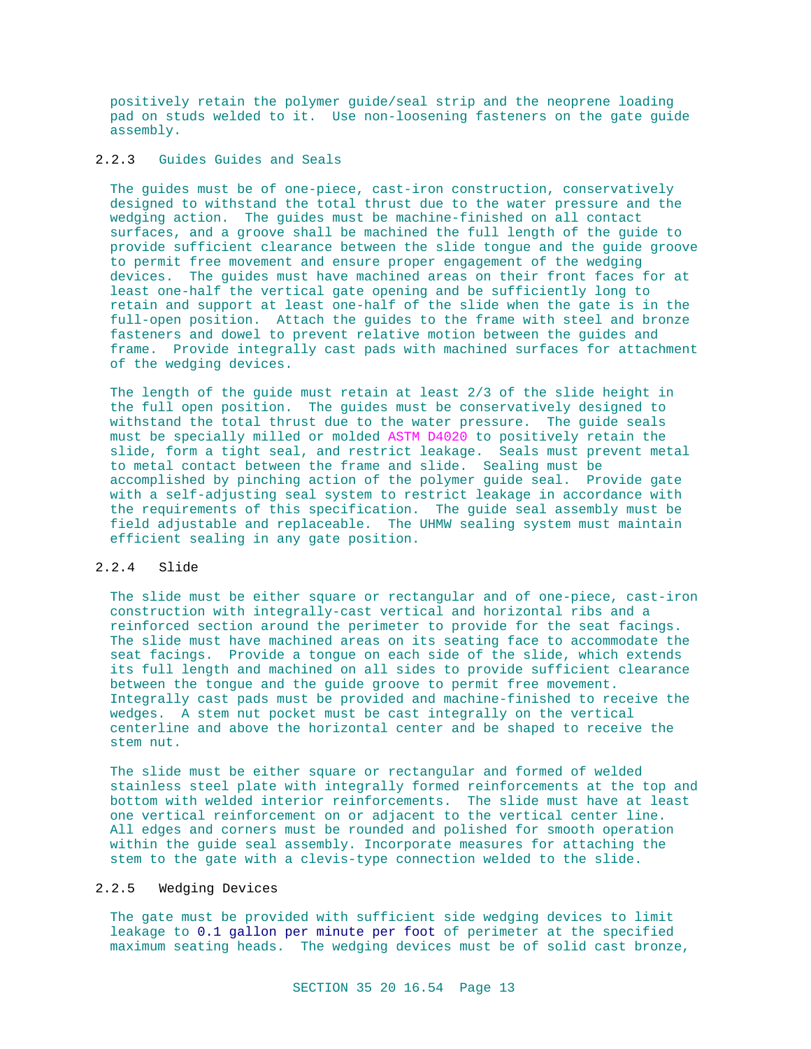positively retain the polymer guide/seal strip and the neoprene loading pad on studs welded to it.  Use non-loosening fasteners on the gate guide assembly.

### 2.2.3 Guides Guides and Seals

The guides must be of one-piece, cast-iron construction, conservatively designed to withstand the total thrust due to the water pressure and the wedging action.  The guides must be machine-finished on all contact surfaces, and a groove shall be machined the full length of the guide to provide sufficient clearance between the slide tongue and the guide groove to permit free movement and ensure proper engagement of the wedging devices.  The guides must have machined areas on their front faces for at least one-half the vertical gate opening and be sufficiently long to retain and support at least one-half of the slide when the gate is in the full-open position.  Attach the guides to the frame with steel and bronze fasteners and dowel to prevent relative motion between the guides and frame.  Provide integrally cast pads with machined surfaces for attachment of the wedging devices.

The length of the guide must retain at least 2/3 of the slide height in the full open position.  The guides must be conservatively designed to withstand the total thrust due to the water pressure.  The guide seals must be specially milled or molded ASTM D4020 to positively retain the slide, form a tight seal, and restrict leakage.  Seals must prevent metal to metal contact between the frame and slide.  Sealing must be accomplished by pinching action of the polymer guide seal.  Provide gate with a self-adjusting seal system to restrict leakage in accordance with the requirements of this specification.  The guide seal assembly must be field adjustable and replaceable.  The UHMW sealing system must maintain efficient sealing in any gate position.

### 2.2.4 Slide

The slide must be either square or rectangular and of one-piece, cast-iron construction with integrally-cast vertical and horizontal ribs and a reinforced section around the perimeter to provide for the seat facings.  The slide must have machined areas on its seating face to accommodate the seat facings.  Provide a tongue on each side of the slide, which extends its full length and machined on all sides to provide sufficient clearance between the tongue and the guide groove to permit free movement.  Integrally cast pads must be provided and machine-finished to receive the wedges.  A stem nut pocket must be cast integrally on the vertical centerline and above the horizontal center and be shaped to receive the stem nut.

The slide must be either square or rectangular and formed of welded stainless steel plate with integrally formed reinforcements at the top and bottom with welded interior reinforcements.  The slide must have at least one vertical reinforcement on or adjacent to the vertical center line.  All edges and corners must be rounded and polished for smooth operation within the guide seal assembly. Incorporate measures for attaching the stem to the gate with a clevis-type connection welded to the slide.

### 2.2.5 Wedging Devices

The gate must be provided with sufficient side wedging devices to limit leakage to 0.1 gallon per minute per foot of perimeter at the specified maximum seating heads.  The wedging devices must be of solid cast bronze,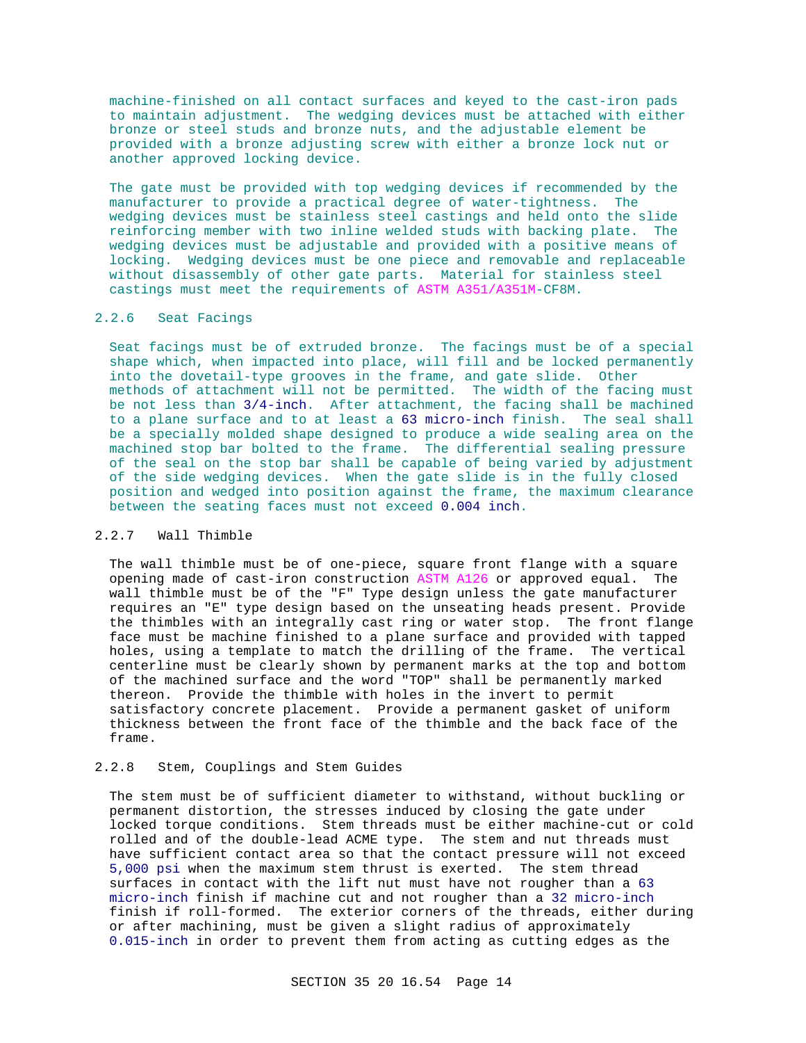machine-finished on all contact surfaces and keyed to the cast-iron pads to maintain adjustment. The wedging devices must be attached with either bronze or steel studs and bronze nuts, and the adjustable element be provided with a bronze adjusting screw with either a bronze lock nut or another approved locking device.

The gate must be provided with top wedging devices if recommended by the manufacturer to provide a practical degree of water-tightness. The wedging devices must be stainless steel castings and held onto the slide reinforcing member with two inline welded studs with backing plate. The wedging devices must be adjustable and provided with a positive means of locking. Wedging devices must be one piece and removable and replaceable without disassembly of other gate parts. Material for stainless steel castings must meet the requirements of ASTM A351/A351M-CF8M.

### 2.2.6 Seat Facings

Seat facings must be of extruded bronze. The facings must be of a special shape which, when impacted into place, will fill and be locked permanently into the dovetail-type grooves in the frame, and gate slide. Other methods of attachment will not be permitted. The width of the facing must be not less than 3/4-inch. After attachment, the facing shall be machined to a plane surface and to at least a 63 micro-inch finish. The seal shall be a specially molded shape designed to produce a wide sealing area on the machined stop bar bolted to the frame. The differential sealing pressure of the seal on the stop bar shall be capable of being varied by adjustment of the side wedging devices. When the gate slide is in the fully closed position and wedged into position against the frame, the maximum clearance between the seating faces must not exceed 0.004 inch.

### 2.2.7 Wall Thimble

The wall thimble must be of one-piece, square front flange with a square opening made of cast-iron construction ASTM A126 or approved equal. The wall thimble must be of the "F" Type design unless the gate manufacturer requires an "E" type design based on the unseating heads present. Provide the thimbles with an integrally cast ring or water stop. The front flange face must be machine finished to a plane surface and provided with tapped holes, using a template to match the drilling of the frame. The vertical centerline must be clearly shown by permanent marks at the top and bottom of the machined surface and the word "TOP" shall be permanently marked thereon. Provide the thimble with holes in the invert to permit satisfactory concrete placement. Provide a permanent gasket of uniform thickness between the front face of the thimble and the back face of the frame.

### 2.2.8 Stem, Couplings and Stem Guides

The stem must be of sufficient diameter to withstand, without buckling or permanent distortion, the stresses induced by closing the gate under locked torque conditions. Stem threads must be either machine-cut or cold rolled and of the double-lead ACME type. The stem and nut threads must have sufficient contact area so that the contact pressure will not exceed 5,000 psi when the maximum stem thrust is exerted. The stem thread surfaces in contact with the lift nut must have not rougher than a 63 micro-inch finish if machine cut and not rougher than a 32 micro-inch finish if roll-formed. The exterior corners of the threads, either during or after machining, must be given a slight radius of approximately 0.015-inch in order to prevent them from acting as cutting edges as the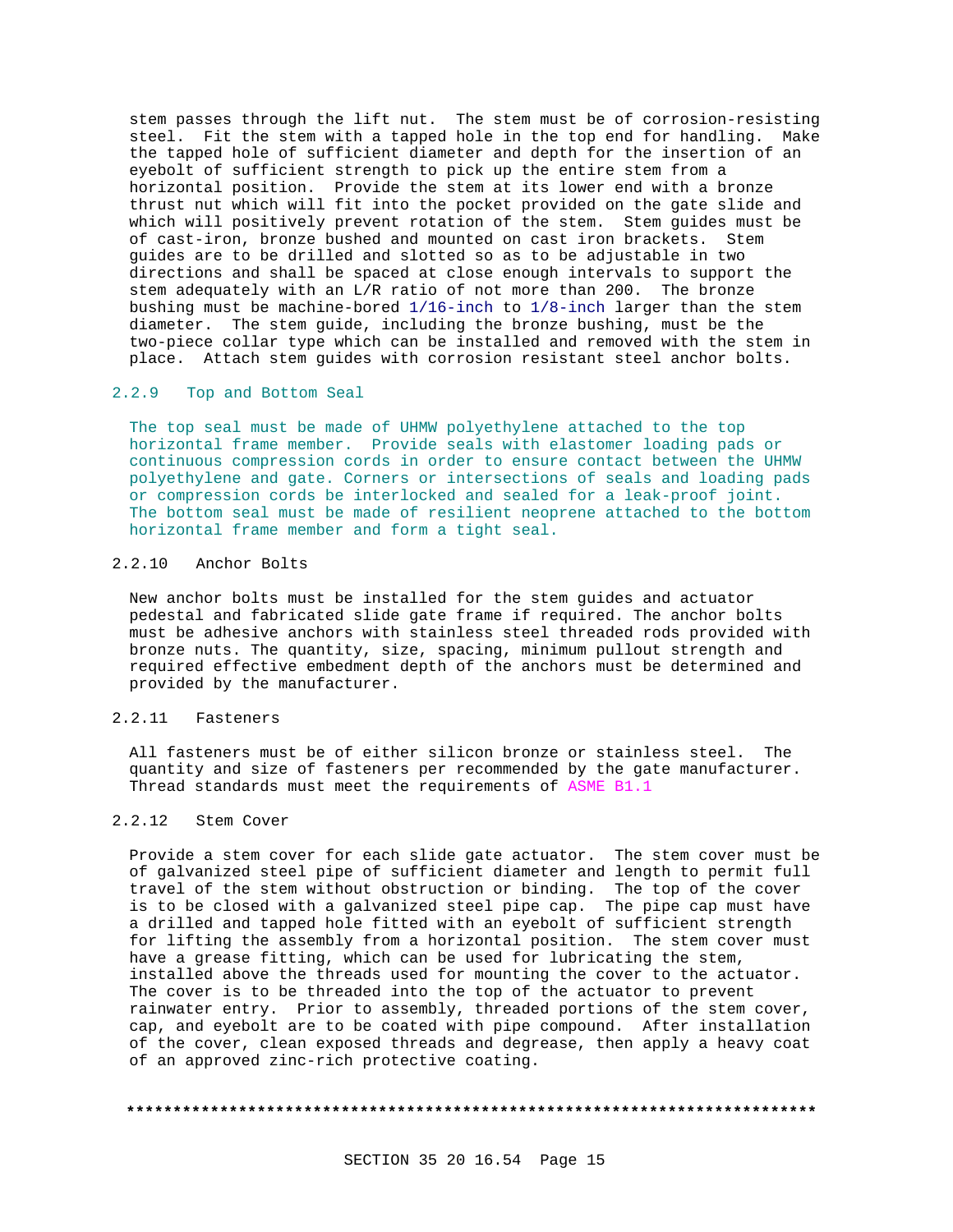stem passes through the lift nut. The stem must be of corrosion-resisting steel. Fit the stem with a tapped hole in the top end for handling. Make the tapped hole of sufficient diameter and depth for the insertion of an eyebolt of sufficient strength to pick up the entire stem from a horizontal position. Provide the stem at its lower end with a bronze thrust nut which will fit into the pocket provided on the gate slide and which will positively prevent rotation of the stem. Stem guides must be of cast-iron, bronze bushed and mounted on cast iron brackets. Stem guides are to be drilled and slotted so as to be adjustable in two directions and shall be spaced at close enough intervals to support the stem adequately with an L/R ratio of not more than 200. The bronze bushing must be machine-bored 1/16-inch to 1/8-inch larger than the stem diameter. The stem guide, including the bronze bushing, must be the two-piece collar type which can be installed and removed with the stem in place. Attach stem guides with corrosion resistant steel anchor bolts.

### 2.2.9 Top and Bottom Seal

The top seal must be made of UHMW polyethylene attached to the top horizontal frame member. Provide seals with elastomer loading pads or continuous compression cords in order to ensure contact between the UHMW polyethylene and gate. Corners or intersections of seals and loading pads or compression cords be interlocked and sealed for a leak-proof joint. The bottom seal must be made of resilient neoprene attached to the bottom horizontal frame member and form a tight seal.

### 2.2.10 Anchor Bolts

New anchor bolts must be installed for the stem guides and actuator pedestal and fabricated slide gate frame if required. The anchor bolts must be adhesive anchors with stainless steel threaded rods provided with bronze nuts. The quantity, size, spacing, minimum pullout strength and required effective embedment depth of the anchors must be determined and provided by the manufacturer.

### 2.2.11 Fasteners

All fasteners must be of either silicon bronze or stainless steel. The quantity and size of fasteners per recommended by the gate manufacturer. Thread standards must meet the requirements of ASME B1.1

### 2.2.12 Stem Cover

Provide a stem cover for each slide gate actuator. The stem cover must be of galvanized steel pipe of sufficient diameter and length to permit full travel of the stem without obstruction or binding. The top of the cover is to be closed with a galvanized steel pipe cap. The pipe cap must have a drilled and tapped hole fitted with an eyebolt of sufficient strength for lifting the assembly from a horizontal position. The stem cover must have a grease fitting, which can be used for lubricating the stem, installed above the threads used for mounting the cover to the actuator. The cover is to be threaded into the top of the actuator to prevent rainwater entry. Prior to assembly, threaded portions of the stem cover, cap, and eyebolt are to be coated with pipe compound. After installation of the cover, clean exposed threads and degrease, then apply a heavy coat of an approved zinc-rich protective coating.

**************************************************************************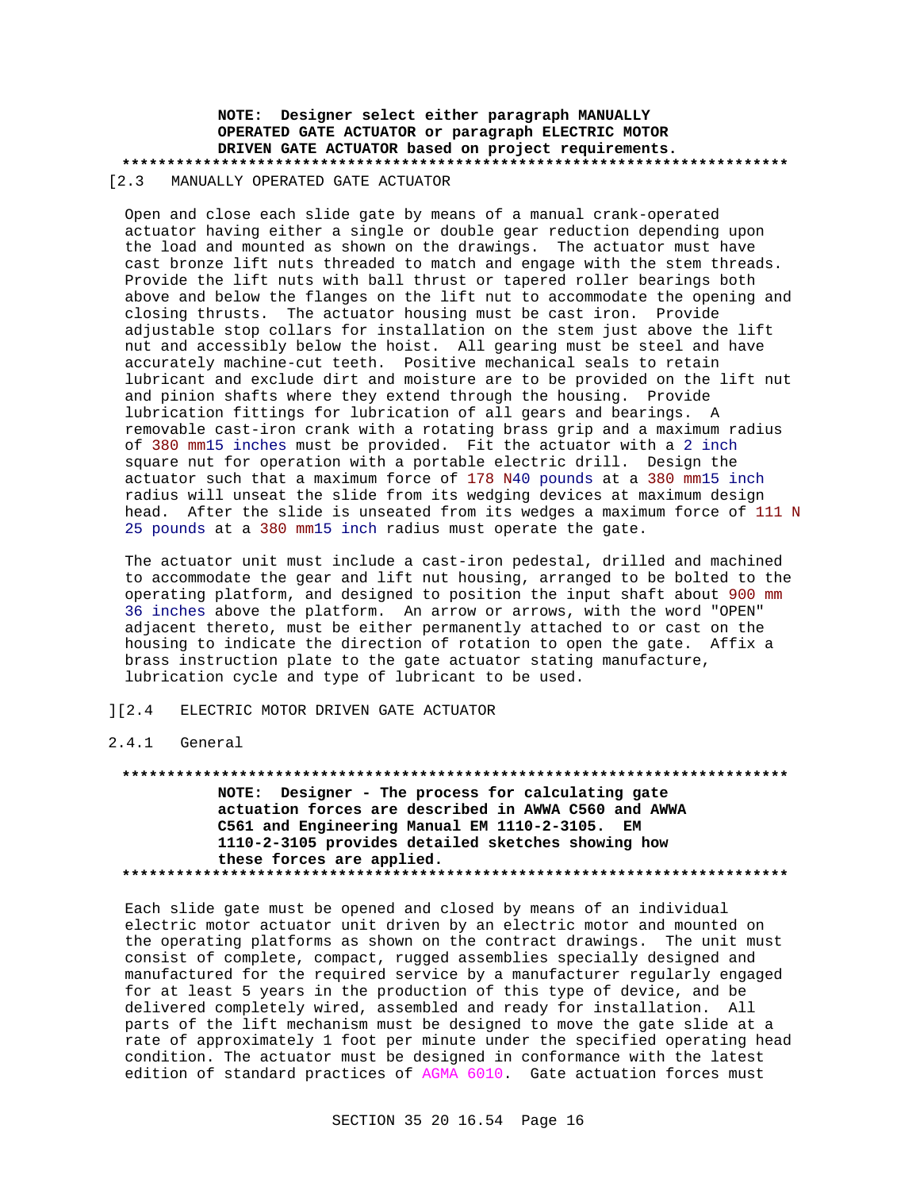**NOTE: Designer select either paragraph MANUALLY OPERATED GATE ACTUATOR or paragraph ELECTRIC MOTOR DRIVEN GATE ACTUATOR based on project requirements.**

**************************************************************************

[2.3 MANUALLY OPERATED GATE ACTUATOR

Open and close each slide gate by means of a manual crank-operated actuator having either a single or double gear reduction depending upon the load and mounted as shown on the drawings. The actuator must have cast bronze lift nuts threaded to match and engage with the stem threads. Provide the lift nuts with ball thrust or tapered roller bearings both above and below the flanges on the lift nut to accommodate the opening and closing thrusts. The actuator housing must be cast iron. Provide adjustable stop collars for installation on the stem just above the lift nut and accessibly below the hoist. All gearing must be steel and have accurately machine-cut teeth. Positive mechanical seals to retain lubricant and exclude dirt and moisture are to be provided on the lift nut and pinion shafts where they extend through the housing. Provide lubrication fittings for lubrication of all gears and bearings. A removable cast-iron crank with a rotating brass grip and a maximum radius of 380 mm15 inches must be provided. Fit the actuator with a 2 inch square nut for operation with a portable electric drill. Design the actuator such that a maximum force of 178 N40 pounds at a 380 mm15 inch radius will unseat the slide from its wedging devices at maximum design head. After the slide is unseated from its wedges a maximum force of 111 N 25 pounds at a 380 mm15 inch radius must operate the gate.

The actuator unit must include a cast-iron pedestal, drilled and machined to accommodate the gear and lift nut housing, arranged to be bolted to the operating platform, and designed to position the input shaft about 900 mm 36 inches above the platform. An arrow or arrows, with the word "OPEN" adjacent thereto, must be either permanently attached to or cast on the housing to indicate the direction of rotation to open the gate. Affix a brass instruction plate to the gate actuator stating manufacture, lubrication cycle and type of lubricant to be used.

][2.4 ELECTRIC MOTOR DRIVEN GATE ACTUATOR

2.4.1 General

**************************************************************************

**NOTE: Designer - The process for calculating gate actuation forces are described in AWWA C560 and AWWA C561 and Engineering Manual EM 1110-2-3105. EM 1110-2-3105 provides detailed sketches showing how these forces are applied.**

**************************************************************************

Each slide gate must be opened and closed by means of an individual electric motor actuator unit driven by an electric motor and mounted on the operating platforms as shown on the contract drawings. The unit must consist of complete, compact, rugged assemblies specially designed and manufactured for the required service by a manufacturer regularly engaged for at least 5 years in the production of this type of device, and be delivered completely wired, assembled and ready for installation. All parts of the lift mechanism must be designed to move the gate slide at a rate of approximately 1 foot per minute under the specified operating head condition. The actuator must be designed in conformance with the latest edition of standard practices of AGMA 6010. Gate actuation forces must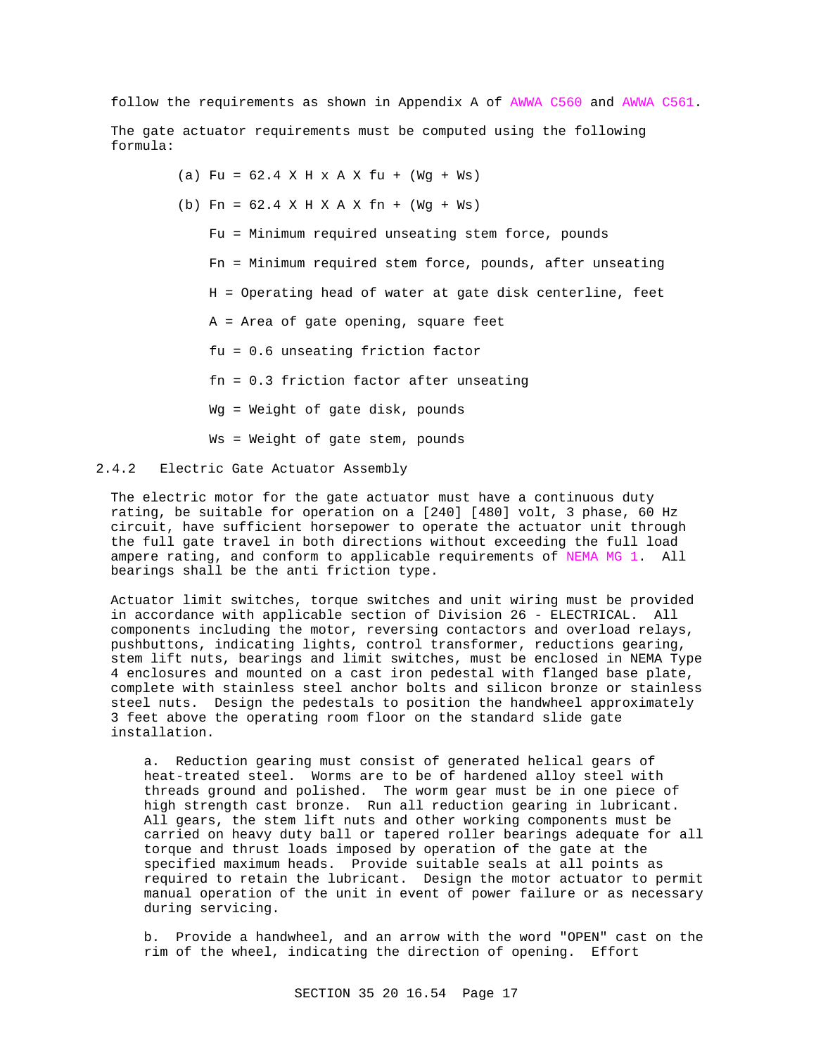follow the requirements as shown in Appendix A of AWWA C560 and AWWA C561.

The gate actuator requirements must be computed using the following formula:

(a) $Fu = 62.4 \times H \times A \times fu + (Wg + Ws)$

(b) $Fn = 62.4 \times H \times A \times fn + (Wg + Ws)$

Fu = Minimum required unseating stem force, pounds

Fn = Minimum required stem force, pounds, after unseating

H = Operating head of water at gate disk centerline, feet

A = Area of gate opening, square feet

fu = 0.6 unseating friction factor

fn = 0.3 friction factor after unseating

Wg = Weight of gate disk, pounds

Ws = Weight of gate stem, pounds

### 2.4.2 Electric Gate Actuator Assembly

The electric motor for the gate actuator must have a continuous duty rating, be suitable for operation on a [240] [480] volt, 3 phase, 60 Hz circuit, have sufficient horsepower to operate the actuator unit through the full gate travel in both directions without exceeding the full load ampere rating, and conform to applicable requirements of NEMA MG 1. All bearings shall be the anti friction type.

Actuator limit switches, torque switches and unit wiring must be provided in accordance with applicable section of Division 26 - ELECTRICAL. All components including the motor, reversing contactors and overload relays, pushbuttons, indicating lights, control transformer, reductions gearing, stem lift nuts, bearings and limit switches, must be enclosed in NEMA Type 4 enclosures and mounted on a cast iron pedestal with flanged base plate, complete with stainless steel anchor bolts and silicon bronze or stainless steel nuts. Design the pedestals to position the handwheel approximately 3 feet above the operating room floor on the standard slide gate installation.

a. Reduction gearing must consist of generated helical gears of heat-treated steel. Worms are to be of hardened alloy steel with threads ground and polished. The worm gear must be in one piece of high strength cast bronze. Run all reduction gearing in lubricant. All gears, the stem lift nuts and other working components must be carried on heavy duty ball or tapered roller bearings adequate for all torque and thrust loads imposed by operation of the gate at the specified maximum heads. Provide suitable seals at all points as required to retain the lubricant. Design the motor actuator to permit manual operation of the unit in event of power failure or as necessary during servicing.

b. Provide a handwheel, and an arrow with the word "OPEN" cast on the rim of the wheel, indicating the direction of opening. Effort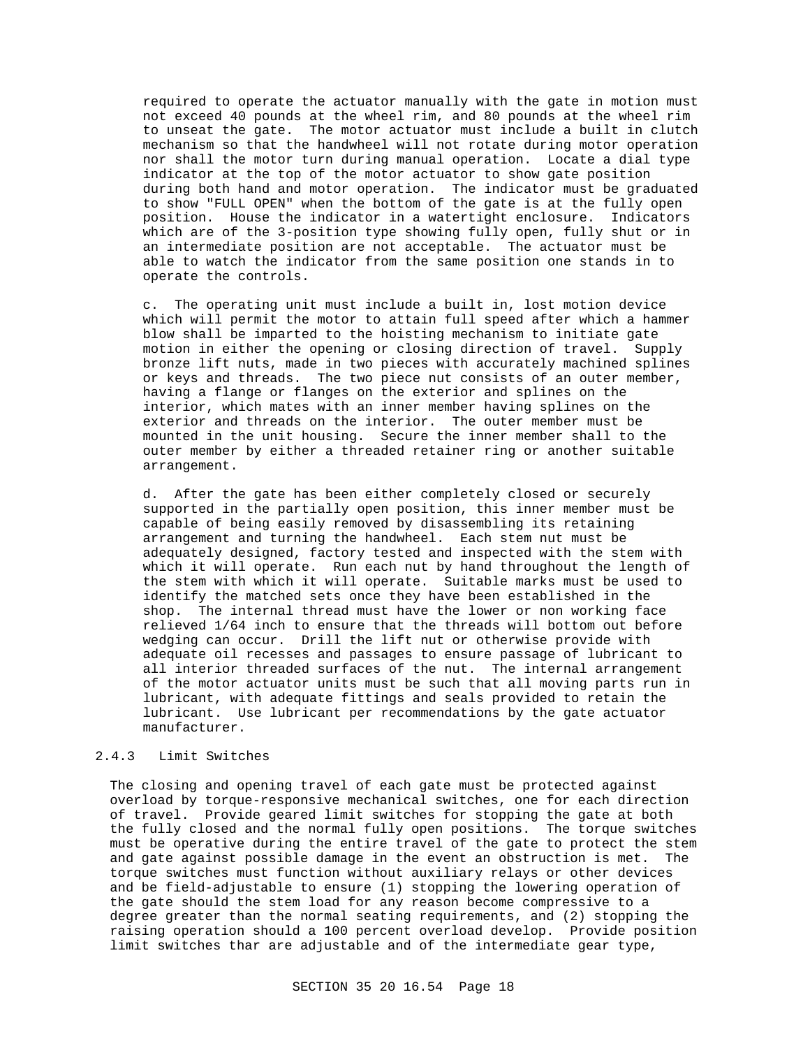required to operate the actuator manually with the gate in motion must not exceed 40 pounds at the wheel rim, and 80 pounds at the wheel rim to unseat the gate. The motor actuator must include a built in clutch mechanism so that the handwheel will not rotate during motor operation nor shall the motor turn during manual operation. Locate a dial type indicator at the top of the motor actuator to show gate position during both hand and motor operation. The indicator must be graduated to show "FULL OPEN" when the bottom of the gate is at the fully open position. House the indicator in a watertight enclosure. Indicators which are of the 3-position type showing fully open, fully shut or in an intermediate position are not acceptable. The actuator must be able to watch the indicator from the same position one stands in to operate the controls.

c. The operating unit must include a built in, lost motion device which will permit the motor to attain full speed after which a hammer blow shall be imparted to the hoisting mechanism to initiate gate motion in either the opening or closing direction of travel. Supply bronze lift nuts, made in two pieces with accurately machined splines or keys and threads. The two piece nut consists of an outer member, having a flange or flanges on the exterior and splines on the interior, which mates with an inner member having splines on the exterior and threads on the interior. The outer member must be mounted in the unit housing. Secure the inner member shall to the outer member by either a threaded retainer ring or another suitable arrangement.

d. After the gate has been either completely closed or securely supported in the partially open position, this inner member must be capable of being easily removed by disassembling its retaining arrangement and turning the handwheel. Each stem nut must be adequately designed, factory tested and inspected with the stem with which it will operate. Run each nut by hand throughout the length of the stem with which it will operate. Suitable marks must be used to identify the matched sets once they have been established in the shop. The internal thread must have the lower or non working face relieved 1/64 inch to ensure that the threads will bottom out before wedging can occur. Drill the lift nut or otherwise provide with adequate oil recesses and passages to ensure passage of lubricant to all interior threaded surfaces of the nut. The internal arrangement of the motor actuator units must be such that all moving parts run in lubricant, with adequate fittings and seals provided to retain the lubricant. Use lubricant per recommendations by the gate actuator manufacturer.

### 2.4.3 Limit Switches

The closing and opening travel of each gate must be protected against overload by torque-responsive mechanical switches, one for each direction of travel. Provide geared limit switches for stopping the gate at both the fully closed and the normal fully open positions. The torque switches must be operative during the entire travel of the gate to protect the stem and gate against possible damage in the event an obstruction is met. The torque switches must function without auxiliary relays or other devices and be field-adjustable to ensure (1) stopping the lowering operation of the gate should the stem load for any reason become compressive to a degree greater than the normal seating requirements, and (2) stopping the raising operation should a 100 percent overload develop. Provide position limit switches thar are adjustable and of the intermediate gear type,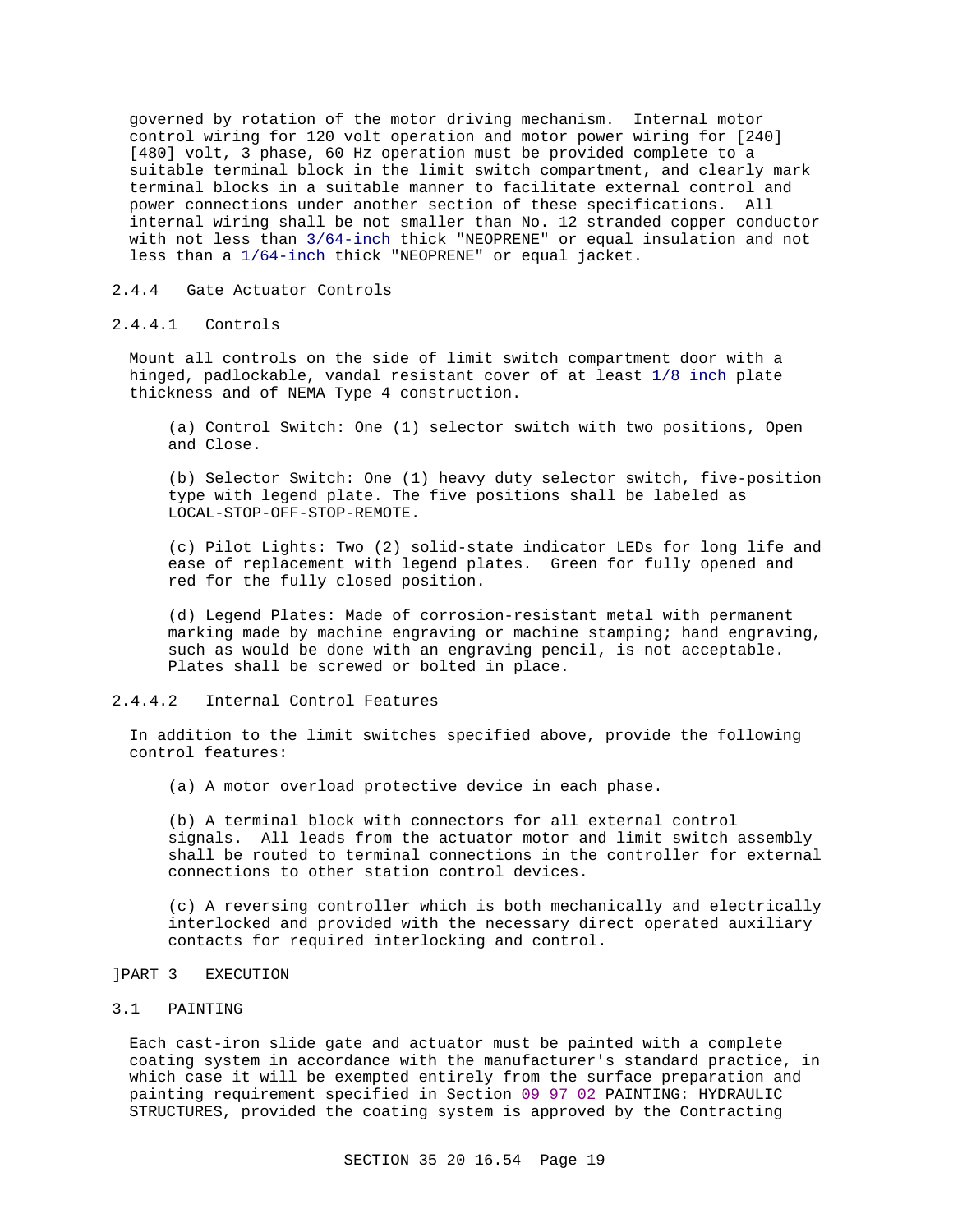governed by rotation of the motor driving mechanism. Internal motor control wiring for 120 volt operation and motor power wiring for [240] [480] volt, 3 phase, 60 Hz operation must be provided complete to a suitable terminal block in the limit switch compartment, and clearly mark terminal blocks in a suitable manner to facilitate external control and power connections under another section of these specifications. All internal wiring shall be not smaller than No. 12 stranded copper conductor with not less than 3/64-inch thick "NEOPRENE" or equal insulation and not less than a 1/64-inch thick "NEOPRENE" or equal jacket.

### 2.4.4 Gate Actuator Controls

#### 2.4.4.1 Controls

Mount all controls on the side of limit switch compartment door with a hinged, padlockable, vandal resistant cover of at least 1/8 inch plate thickness and of NEMA Type 4 construction.

(a) Control Switch: One (1) selector switch with two positions, Open and Close.

(b) Selector Switch: One (1) heavy duty selector switch, five-position type with legend plate. The five positions shall be labeled as LOCAL-STOP-OFF-STOP-REMOTE.

(c) Pilot Lights: Two (2) solid-state indicator LEDs for long life and ease of replacement with legend plates. Green for fully opened and red for the fully closed position.

(d) Legend Plates: Made of corrosion-resistant metal with permanent marking made by machine engraving or machine stamping; hand engraving, such as would be done with an engraving pencil, is not acceptable. Plates shall be screwed or bolted in place.

#### 2.4.4.2 Internal Control Features

In addition to the limit switches specified above, provide the following control features:

(a) A motor overload protective device in each phase.

(b) A terminal block with connectors for all external control signals. All leads from the actuator motor and limit switch assembly shall be routed to terminal connections in the controller for external connections to other station control devices.

(c) A reversing controller which is both mechanically and electrically interlocked and provided with the necessary direct operated auxiliary contacts for required interlocking and control.

]PART 3 EXECUTION

## 3.1 PAINTING

Each cast-iron slide gate and actuator must be painted with a complete coating system in accordance with the manufacturer's standard practice, in which case it will be exempted entirely from the surface preparation and painting requirement specified in Section 09 97 02 PAINTING: HYDRAULIC STRUCTURES, provided the coating system is approved by the Contracting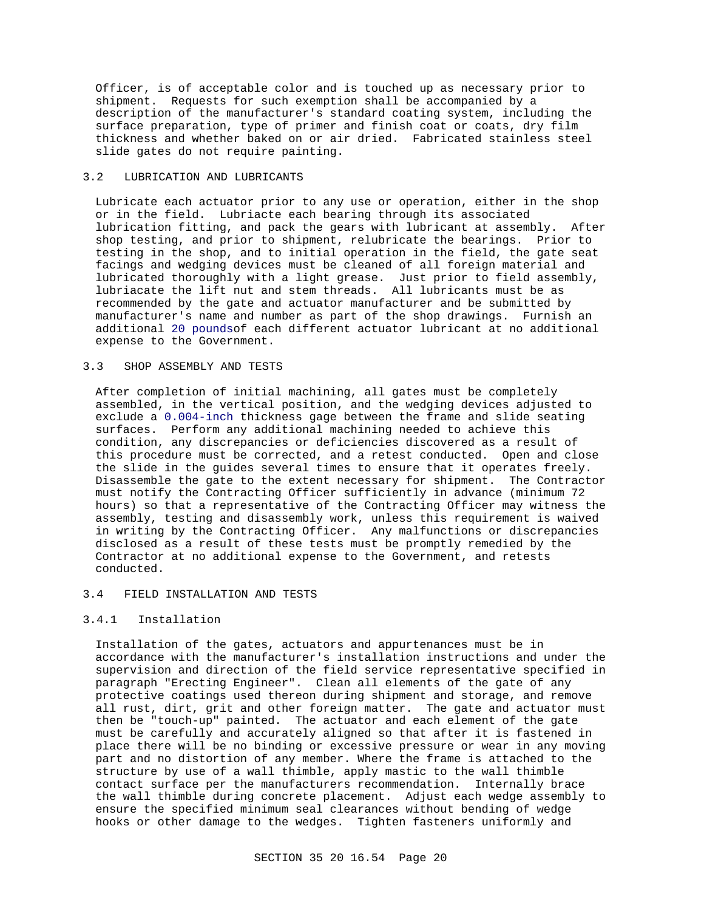Officer, is of acceptable color and is touched up as necessary prior to shipment. Requests for such exemption shall be accompanied by a description of the manufacturer's standard coating system, including the surface preparation, type of primer and finish coat or coats, dry film thickness and whether baked on or air dried. Fabricated stainless steel slide gates do not require painting.

## 3.2 LUBRICATION AND LUBRICANTS

Lubricate each actuator prior to any use or operation, either in the shop or in the field. Lubriacte each bearing through its associated lubrication fitting, and pack the gears with lubricant at assembly. After shop testing, and prior to shipment, relubricate the bearings. Prior to testing in the shop, and to initial operation in the field, the gate seat facings and wedging devices must be cleaned of all foreign material and lubricated thoroughly with a light grease. Just prior to field assembly, lubriacate the lift nut and stem threads. All lubricants must be as recommended by the gate and actuator manufacturer and be submitted by manufacturer's name and number as part of the shop drawings. Furnish an additional 20 poundsof each different actuator lubricant at no additional expense to the Government.

## 3.3 SHOP ASSEMBLY AND TESTS

After completion of initial machining, all gates must be completely assembled, in the vertical position, and the wedging devices adjusted to exclude a 0.004-inch thickness gage between the frame and slide seating surfaces. Perform any additional machining needed to achieve this condition, any discrepancies or deficiencies discovered as a result of this procedure must be corrected, and a retest conducted. Open and close the slide in the guides several times to ensure that it operates freely. Disassemble the gate to the extent necessary for shipment. The Contractor must notify the Contracting Officer sufficiently in advance (minimum 72 hours) so that a representative of the Contracting Officer may witness the assembly, testing and disassembly work, unless this requirement is waived in writing by the Contracting Officer. Any malfunctions or discrepancies disclosed as a result of these tests must be promptly remedied by the Contractor at no additional expense to the Government, and retests conducted.

## 3.4 FIELD INSTALLATION AND TESTS

### 3.4.1 Installation

Installation of the gates, actuators and appurtenances must be in accordance with the manufacturer's installation instructions and under the supervision and direction of the field service representative specified in paragraph "Erecting Engineer". Clean all elements of the gate of any protective coatings used thereon during shipment and storage, and remove all rust, dirt, grit and other foreign matter. The gate and actuator must then be "touch-up" painted. The actuator and each element of the gate must be carefully and accurately aligned so that after it is fastened in place there will be no binding or excessive pressure or wear in any moving part and no distortion of any member. Where the frame is attached to the structure by use of a wall thimble, apply mastic to the wall thimble contact surface per the manufacturers recommendation. Internally brace the wall thimble during concrete placement. Adjust each wedge assembly to ensure the specified minimum seal clearances without bending of wedge hooks or other damage to the wedges. Tighten fasteners uniformly and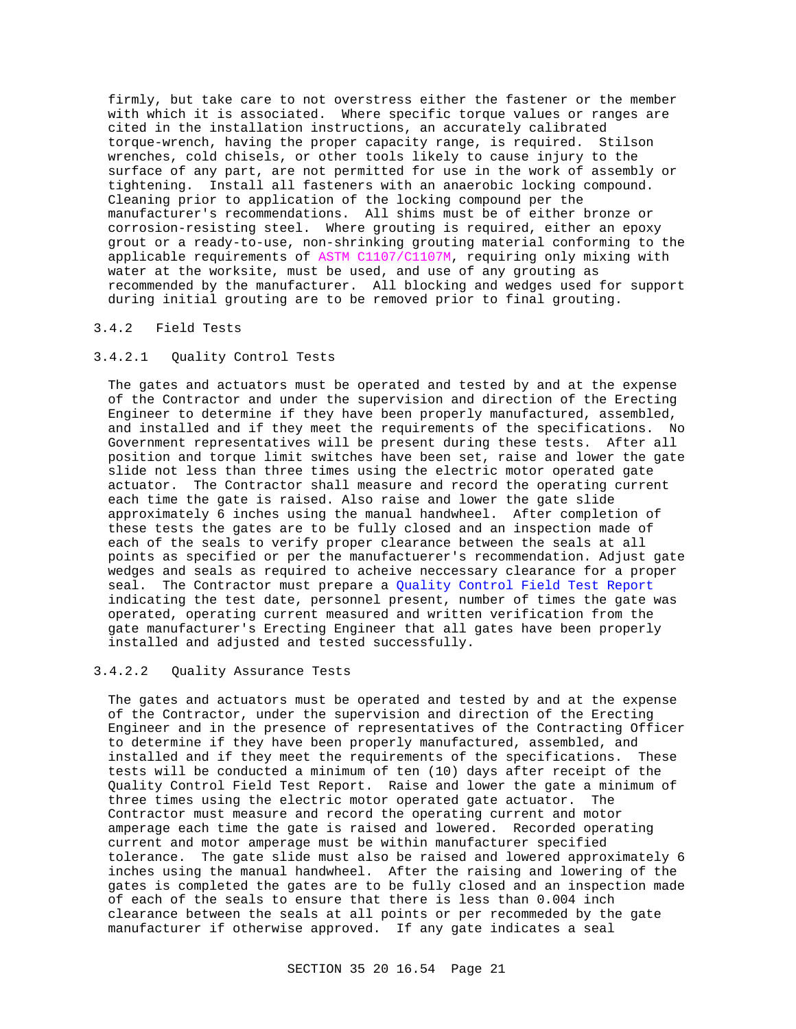firmly, but take care to not overstress either the fastener or the member with which it is associated. Where specific torque values or ranges are cited in the installation instructions, an accurately calibrated torque-wrench, having the proper capacity range, is required. Stilson wrenches, cold chisels, or other tools likely to cause injury to the surface of any part, are not permitted for use in the work of assembly or tightening. Install all fasteners with an anaerobic locking compound. Cleaning prior to application of the locking compound per the manufacturer's recommendations. All shims must be of either bronze or corrosion-resisting steel. Where grouting is required, either an epoxy grout or a ready-to-use, non-shrinking grouting material conforming to the applicable requirements of ASTM C1107/C1107M, requiring only mixing with water at the worksite, must be used, and use of any grouting as recommended by the manufacturer. All blocking and wedges used for support during initial grouting are to be removed prior to final grouting.

### 3.4.2 Field Tests

#### 3.4.2.1 Quality Control Tests

The gates and actuators must be operated and tested by and at the expense of the Contractor and under the supervision and direction of the Erecting Engineer to determine if they have been properly manufactured, assembled, and installed and if they meet the requirements of the specifications. No Government representatives will be present during these tests. After all position and torque limit switches have been set, raise and lower the gate slide not less than three times using the electric motor operated gate actuator. The Contractor shall measure and record the operating current each time the gate is raised. Also raise and lower the gate slide approximately 6 inches using the manual handwheel. After completion of these tests the gates are to be fully closed and an inspection made of each of the seals to verify proper clearance between the seals at all points as specified or per the manufactuerer's recommendation. Adjust gate wedges and seals as required to acheive neccessary clearance for a proper seal. The Contractor must prepare a Quality Control Field Test Report indicating the test date, personnel present, number of times the gate was operated, operating current measured and written verification from the gate manufacturer's Erecting Engineer that all gates have been properly installed and adjusted and tested successfully.

#### 3.4.2.2 Quality Assurance Tests

The gates and actuators must be operated and tested by and at the expense of the Contractor, under the supervision and direction of the Erecting Engineer and in the presence of representatives of the Contracting Officer to determine if they have been properly manufactured, assembled, and installed and if they meet the requirements of the specifications. These tests will be conducted a minimum of ten (10) days after receipt of the Quality Control Field Test Report. Raise and lower the gate a minimum of three times using the electric motor operated gate actuator. The Contractor must measure and record the operating current and motor amperage each time the gate is raised and lowered. Recorded operating current and motor amperage must be within manufacturer specified tolerance. The gate slide must also be raised and lowered approximately 6 inches using the manual handwheel. After the raising and lowering of the gates is completed the gates are to be fully closed and an inspection made of each of the seals to ensure that there is less than 0.004 inch clearance between the seals at all points or per recommeded by the gate manufacturer if otherwise approved. If any gate indicates a seal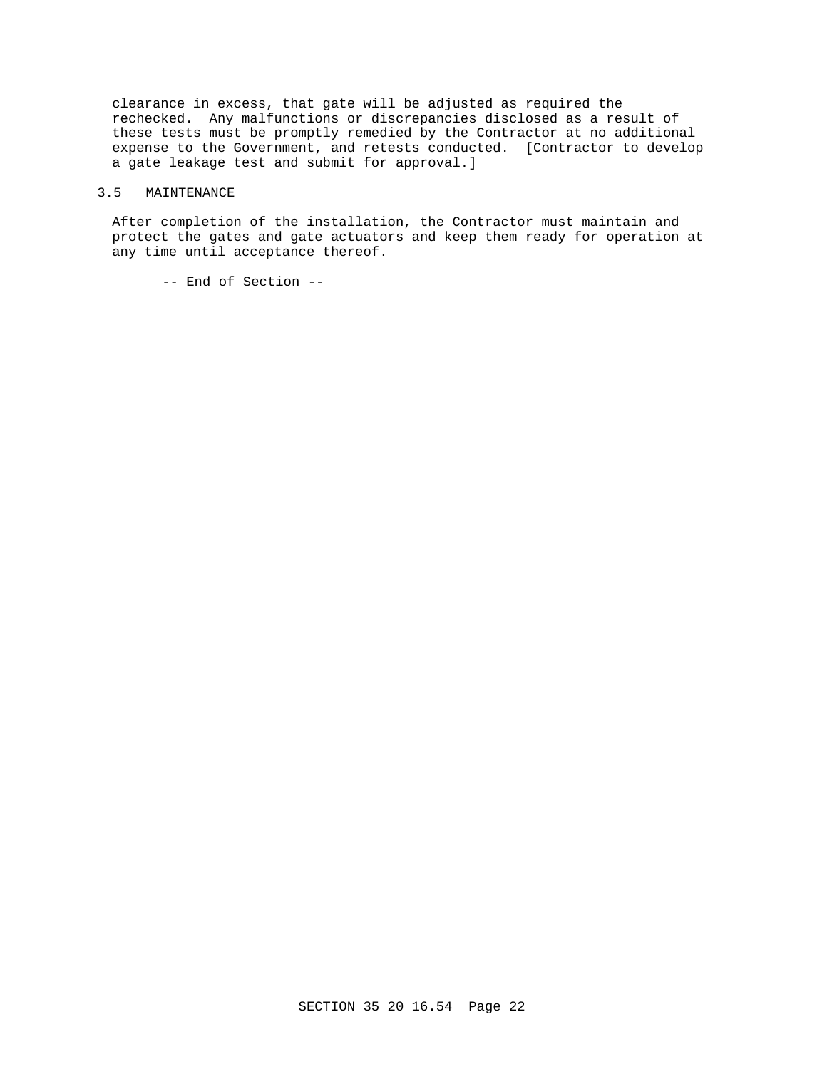clearance in excess, that gate will be adjusted as required the rechecked. Any malfunctions or discrepancies disclosed as a result of these tests must be promptly remedied by the Contractor at no additional expense to the Government, and retests conducted. [Contractor to develop a gate leakage test and submit for approval.]

## 3.5 MAINTENANCE

After completion of the installation, the Contractor must maintain and protect the gates and gate actuators and keep them ready for operation at any time until acceptance thereof.

-- End of Section --